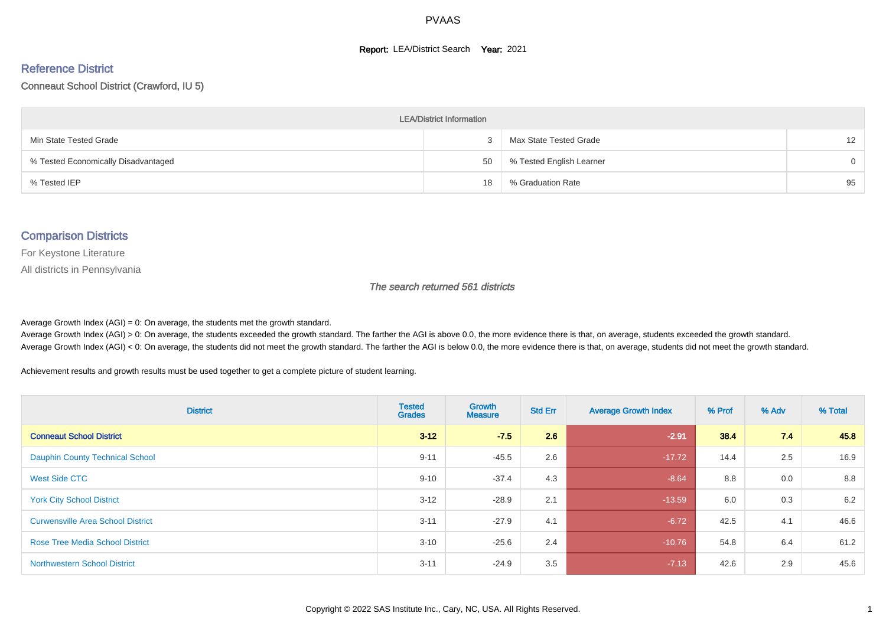# PVAAS

**Report:** LEA/District Search **Year:** 2021

## Reference District

Conneaut School District (Crawford, IU 5)

| LEA/District Information | | | |
|---|---|---|---|
| Min State Tested Grade | 3 | Max State Tested Grade | 12 |
| % Tested Economically Disadvantaged | 50 | % Tested English Learner | 0 |
| % Tested IEP | 18 | % Graduation Rate | 95 |

## Comparison Districts

For Keystone Literature

All districts in Pennsylvania

*The search returned 561 districts*

Average Growth Index (AGI) = 0: On average, the students met the growth standard.

Average Growth Index (AGI) > 0: On average, the students exceeded the growth standard. The farther the AGI is above 0.0, the more evidence there is that, on average, students exceeded the growth standard.

Average Growth Index (AGI) < 0: On average, the students did not meet the growth standard. The farther the AGI is below 0.0, the more evidence there is that, on average, students did not meet the growth standard.

Achievement results and growth results must be used together to get a complete picture of student learning.

| District | Tested Grades | Growth Measure | Std Err | Average Growth Index | % Prof | % Adv | % Total |
|---|---|---|---|---|---|---|---|
| **Conneaut School District** | **3-12** | **-7.5** | **2.6** | **-2.91** | **38.4** | **7.4** | **45.8** |
| Dauphin County Technical School | 9-11 | -45.5 | 2.6 | -17.72 | 14.4 | 2.5 | 16.9 |
| West Side CTC | 9-10 | -37.4 | 4.3 | -8.64 | 8.8 | 0.0 | 8.8 |
| York City School District | 3-12 | -28.9 | 2.1 | -13.59 | 6.0 | 0.3 | 6.2 |
| Curwensville Area School District | 3-11 | -27.9 | 4.1 | -6.72 | 42.5 | 4.1 | 46.6 |
| Rose Tree Media School District | 3-10 | -25.6 | 2.4 | -10.76 | 54.8 | 6.4 | 61.2 |
| Northwestern School District | 3-11 | -24.9 | 3.5 | -7.13 | 42.6 | 2.9 | 45.6 |

Copyright © 2022 SAS Institute Inc., Cary, NC, USA. All Rights Reserved.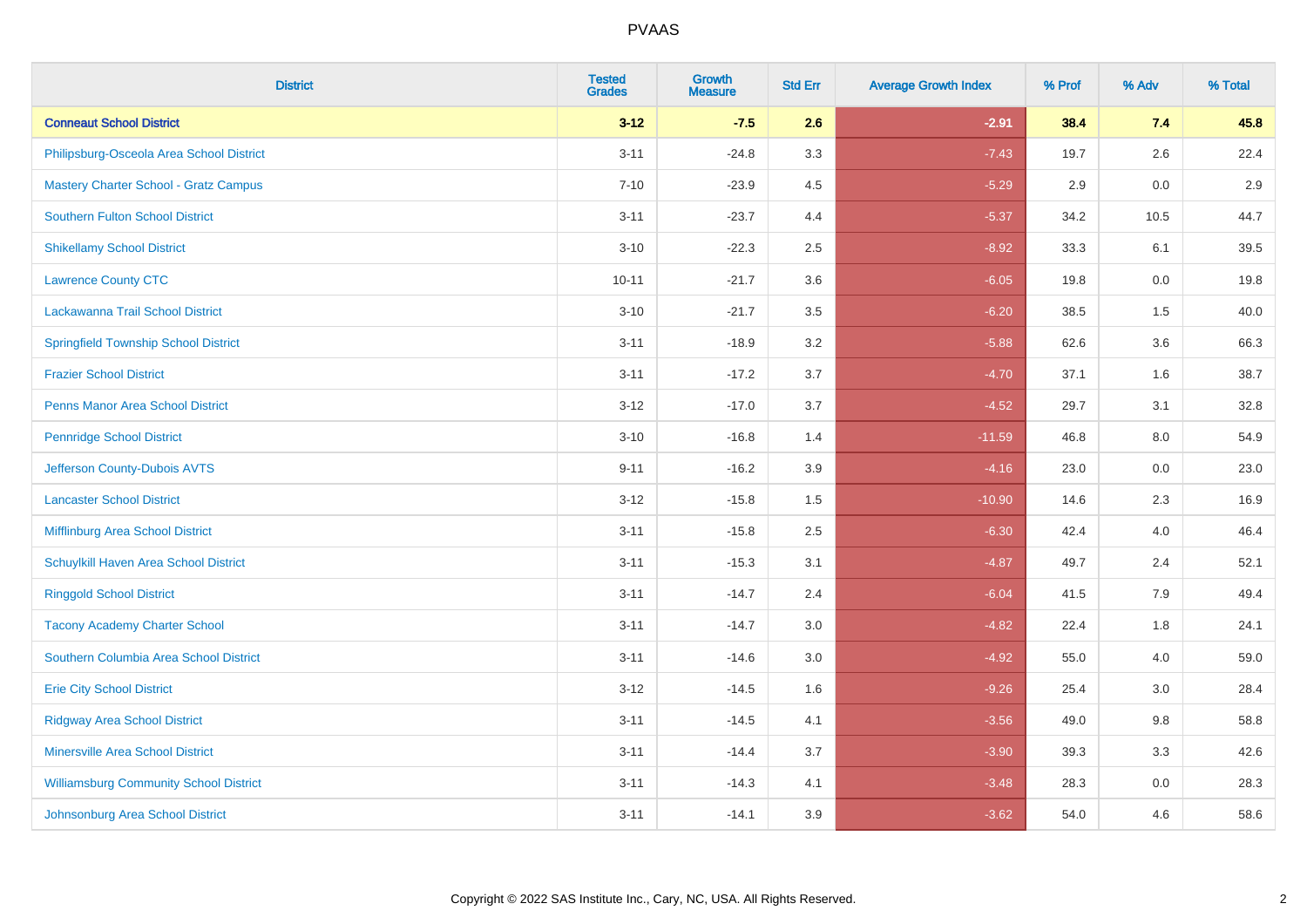| District | Tested Grades | Growth Measure | Std Err | Average Growth Index | % Prof | % Adv | % Total |
|---|---|---|---|---|---|---|---|
| **Conneaut School District** | **3-12** | **-7.5** | **2.6** | **-2.91** | **38.4** | **7.4** | **45.8** |
| Philipsburg-Osceola Area School District | 3-11 | -24.8 | 3.3 | -7.43 | 19.7 | 2.6 | 22.4 |
| Mastery Charter School - Gratz Campus | 7-10 | -23.9 | 4.5 | -5.29 | 2.9 | 0.0 | 2.9 |
| Southern Fulton School District | 3-11 | -23.7 | 4.4 | -5.37 | 34.2 | 10.5 | 44.7 |
| Shikellamy School District | 3-10 | -22.3 | 2.5 | -8.92 | 33.3 | 6.1 | 39.5 |
| Lawrence County CTC | 10-11 | -21.7 | 3.6 | -6.05 | 19.8 | 0.0 | 19.8 |
| Lackawanna Trail School District | 3-10 | -21.7 | 3.5 | -6.20 | 38.5 | 1.5 | 40.0 |
| Springfield Township School District | 3-11 | -18.9 | 3.2 | -5.88 | 62.6 | 3.6 | 66.3 |
| Frazier School District | 3-11 | -17.2 | 3.7 | -4.70 | 37.1 | 1.6 | 38.7 |
| Penns Manor Area School District | 3-12 | -17.0 | 3.7 | -4.52 | 29.7 | 3.1 | 32.8 |
| Pennridge School District | 3-10 | -16.8 | 1.4 | -11.59 | 46.8 | 8.0 | 54.9 |
| Jefferson County-Dubois AVTS | 9-11 | -16.2 | 3.9 | -4.16 | 23.0 | 0.0 | 23.0 |
| Lancaster School District | 3-12 | -15.8 | 1.5 | -10.90 | 14.6 | 2.3 | 16.9 |
| Mifflinburg Area School District | 3-11 | -15.8 | 2.5 | -6.30 | 42.4 | 4.0 | 46.4 |
| Schuylkill Haven Area School District | 3-11 | -15.3 | 3.1 | -4.87 | 49.7 | 2.4 | 52.1 |
| Ringgold School District | 3-11 | -14.7 | 2.4 | -6.04 | 41.5 | 7.9 | 49.4 |
| Tacony Academy Charter School | 3-11 | -14.7 | 3.0 | -4.82 | 22.4 | 1.8 | 24.1 |
| Southern Columbia Area School District | 3-11 | -14.6 | 3.0 | -4.92 | 55.0 | 4.0 | 59.0 |
| Erie City School District | 3-12 | -14.5 | 1.6 | -9.26 | 25.4 | 3.0 | 28.4 |
| Ridgway Area School District | 3-11 | -14.5 | 4.1 | -3.56 | 49.0 | 9.8 | 58.8 |
| Minersville Area School District | 3-11 | -14.4 | 3.7 | -3.90 | 39.3 | 3.3 | 42.6 |
| Williamsburg Community School District | 3-11 | -14.3 | 4.1 | -3.48 | 28.3 | 0.0 | 28.3 |
| Johnsonburg Area School District | 3-11 | -14.1 | 3.9 | -3.62 | 54.0 | 4.6 | 58.6 |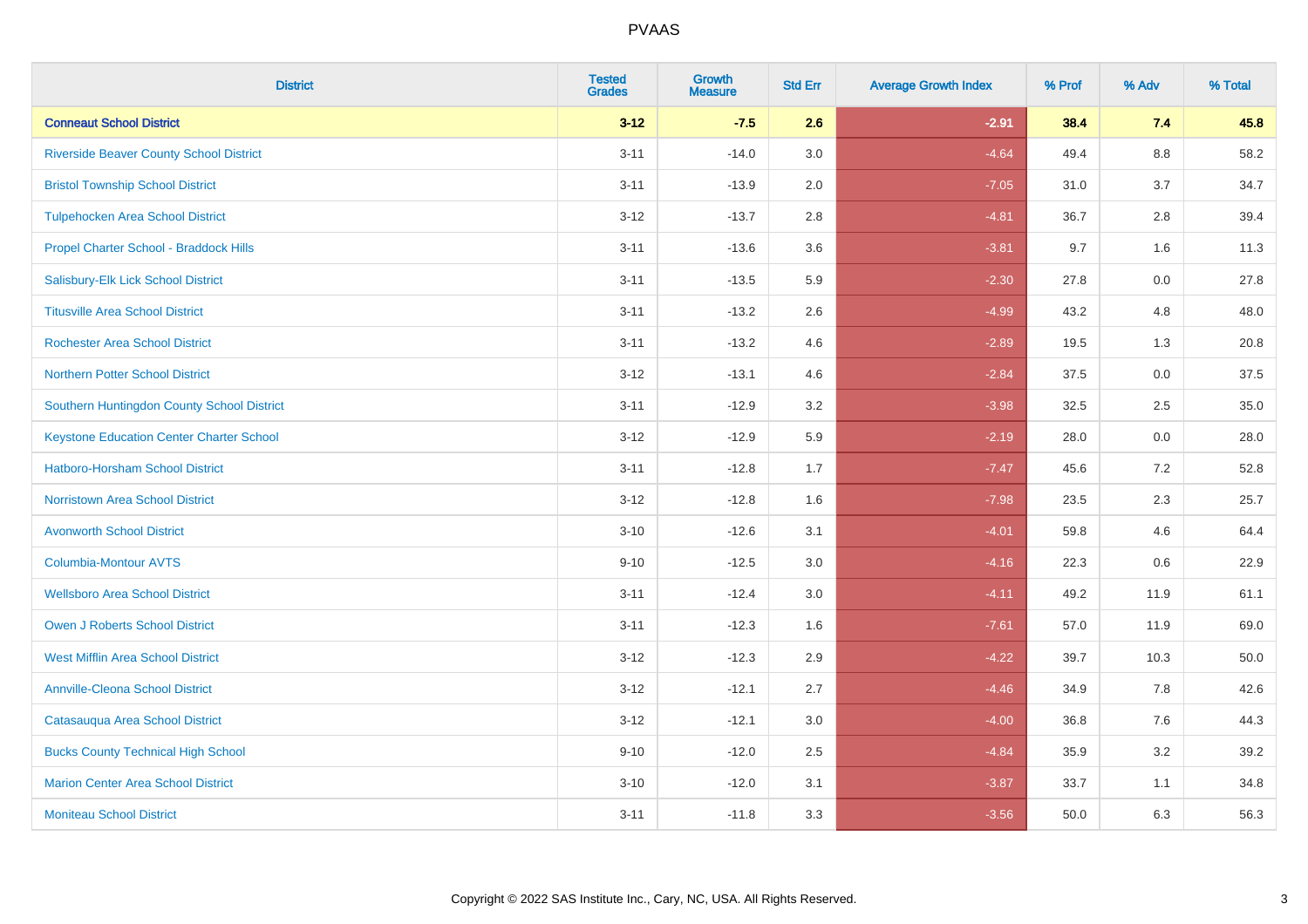| District | Tested Grades | Growth Measure | Std Err | Average Growth Index | % Prof | % Adv | % Total |
|---|---|---|---|---|---|---|---|
| **Conneaut School District** | **3-12** | **-7.5** | **2.6** | **-2.91** | **38.4** | **7.4** | **45.8** |
| Riverside Beaver County School District | 3-11 | -14.0 | 3.0 | -4.64 | 49.4 | 8.8 | 58.2 |
| Bristol Township School District | 3-11 | -13.9 | 2.0 | -7.05 | 31.0 | 3.7 | 34.7 |
| Tulpehocken Area School District | 3-12 | -13.7 | 2.8 | -4.81 | 36.7 | 2.8 | 39.4 |
| Propel Charter School - Braddock Hills | 3-11 | -13.6 | 3.6 | -3.81 | 9.7 | 1.6 | 11.3 |
| Salisbury-Elk Lick School District | 3-11 | -13.5 | 5.9 | -2.30 | 27.8 | 0.0 | 27.8 |
| Titusville Area School District | 3-11 | -13.2 | 2.6 | -4.99 | 43.2 | 4.8 | 48.0 |
| Rochester Area School District | 3-11 | -13.2 | 4.6 | -2.89 | 19.5 | 1.3 | 20.8 |
| Northern Potter School District | 3-12 | -13.1 | 4.6 | -2.84 | 37.5 | 0.0 | 37.5 |
| Southern Huntingdon County School District | 3-11 | -12.9 | 3.2 | -3.98 | 32.5 | 2.5 | 35.0 |
| Keystone Education Center Charter School | 3-12 | -12.9 | 5.9 | -2.19 | 28.0 | 0.0 | 28.0 |
| Hatboro-Horsham School District | 3-11 | -12.8 | 1.7 | -7.47 | 45.6 | 7.2 | 52.8 |
| Norristown Area School District | 3-12 | -12.8 | 1.6 | -7.98 | 23.5 | 2.3 | 25.7 |
| Avonworth School District | 3-10 | -12.6 | 3.1 | -4.01 | 59.8 | 4.6 | 64.4 |
| Columbia-Montour AVTS | 9-10 | -12.5 | 3.0 | -4.16 | 22.3 | 0.6 | 22.9 |
| Wellsboro Area School District | 3-11 | -12.4 | 3.0 | -4.11 | 49.2 | 11.9 | 61.1 |
| Owen J Roberts School District | 3-11 | -12.3 | 1.6 | -7.61 | 57.0 | 11.9 | 69.0 |
| West Mifflin Area School District | 3-12 | -12.3 | 2.9 | -4.22 | 39.7 | 10.3 | 50.0 |
| Annville-Cleona School District | 3-12 | -12.1 | 2.7 | -4.46 | 34.9 | 7.8 | 42.6 |
| Catasauqua Area School District | 3-12 | -12.1 | 3.0 | -4.00 | 36.8 | 7.6 | 44.3 |
| Bucks County Technical High School | 9-10 | -12.0 | 2.5 | -4.84 | 35.9 | 3.2 | 39.2 |
| Marion Center Area School District | 3-10 | -12.0 | 3.1 | -3.87 | 33.7 | 1.1 | 34.8 |
| Moniteau School District | 3-11 | -11.8 | 3.3 | -3.56 | 50.0 | 6.3 | 56.3 |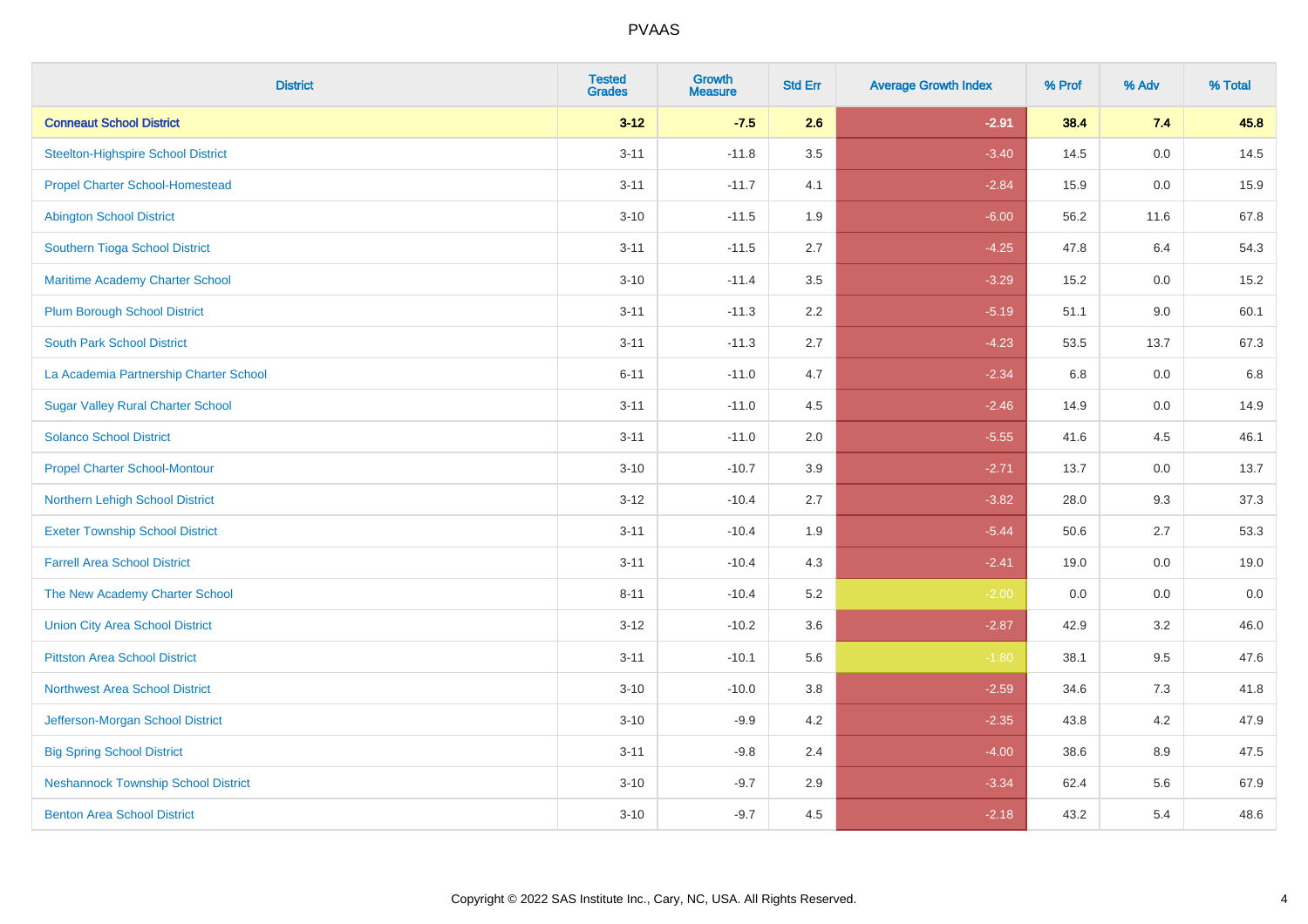# PVAAS

| District | Tested Grades | Growth Measure | Std Err | Average Growth Index | % Prof | % Adv | % Total |
|---|---|---|---|---|---|---|---|
| **Conneaut School District** | **3-12** | **-7.5** | **2.6** | **-2.91** | **38.4** | **7.4** | **45.8** |
| Steelton-Highspire School District | 3-11 | -11.8 | 3.5 | -3.40 | 14.5 | 0.0 | 14.5 |
| Propel Charter School-Homestead | 3-11 | -11.7 | 4.1 | -2.84 | 15.9 | 0.0 | 15.9 |
| Abington School District | 3-10 | -11.5 | 1.9 | -6.00 | 56.2 | 11.6 | 67.8 |
| Southern Tioga School District | 3-11 | -11.5 | 2.7 | -4.25 | 47.8 | 6.4 | 54.3 |
| Maritime Academy Charter School | 3-10 | -11.4 | 3.5 | -3.29 | 15.2 | 0.0 | 15.2 |
| Plum Borough School District | 3-11 | -11.3 | 2.2 | -5.19 | 51.1 | 9.0 | 60.1 |
| South Park School District | 3-11 | -11.3 | 2.7 | -4.23 | 53.5 | 13.7 | 67.3 |
| La Academia Partnership Charter School | 6-11 | -11.0 | 4.7 | -2.34 | 6.8 | 0.0 | 6.8 |
| Sugar Valley Rural Charter School | 3-11 | -11.0 | 4.5 | -2.46 | 14.9 | 0.0 | 14.9 |
| Solanco School District | 3-11 | -11.0 | 2.0 | -5.55 | 41.6 | 4.5 | 46.1 |
| Propel Charter School-Montour | 3-10 | -10.7 | 3.9 | -2.71 | 13.7 | 0.0 | 13.7 |
| Northern Lehigh School District | 3-12 | -10.4 | 2.7 | -3.82 | 28.0 | 9.3 | 37.3 |
| Exeter Township School District | 3-11 | -10.4 | 1.9 | -5.44 | 50.6 | 2.7 | 53.3 |
| Farrell Area School District | 3-11 | -10.4 | 4.3 | -2.41 | 19.0 | 0.0 | 19.0 |
| The New Academy Charter School | 8-11 | -10.4 | 5.2 | -2.00 | 0.0 | 0.0 | 0.0 |
| Union City Area School District | 3-12 | -10.2 | 3.6 | -2.87 | 42.9 | 3.2 | 46.0 |
| Pittston Area School District | 3-11 | -10.1 | 5.6 | -1.80 | 38.1 | 9.5 | 47.6 |
| Northwest Area School District | 3-10 | -10.0 | 3.8 | -2.59 | 34.6 | 7.3 | 41.8 |
| Jefferson-Morgan School District | 3-10 | -9.9 | 4.2 | -2.35 | 43.8 | 4.2 | 47.9 |
| Big Spring School District | 3-11 | -9.8 | 2.4 | -4.00 | 38.6 | 8.9 | 47.5 |
| Neshannock Township School District | 3-10 | -9.7 | 2.9 | -3.34 | 62.4 | 5.6 | 67.9 |
| Benton Area School District | 3-10 | -9.7 | 4.5 | -2.18 | 43.2 | 5.4 | 48.6 |

Copyright © 2022 SAS Institute Inc., Cary, NC, USA. All Rights Reserved.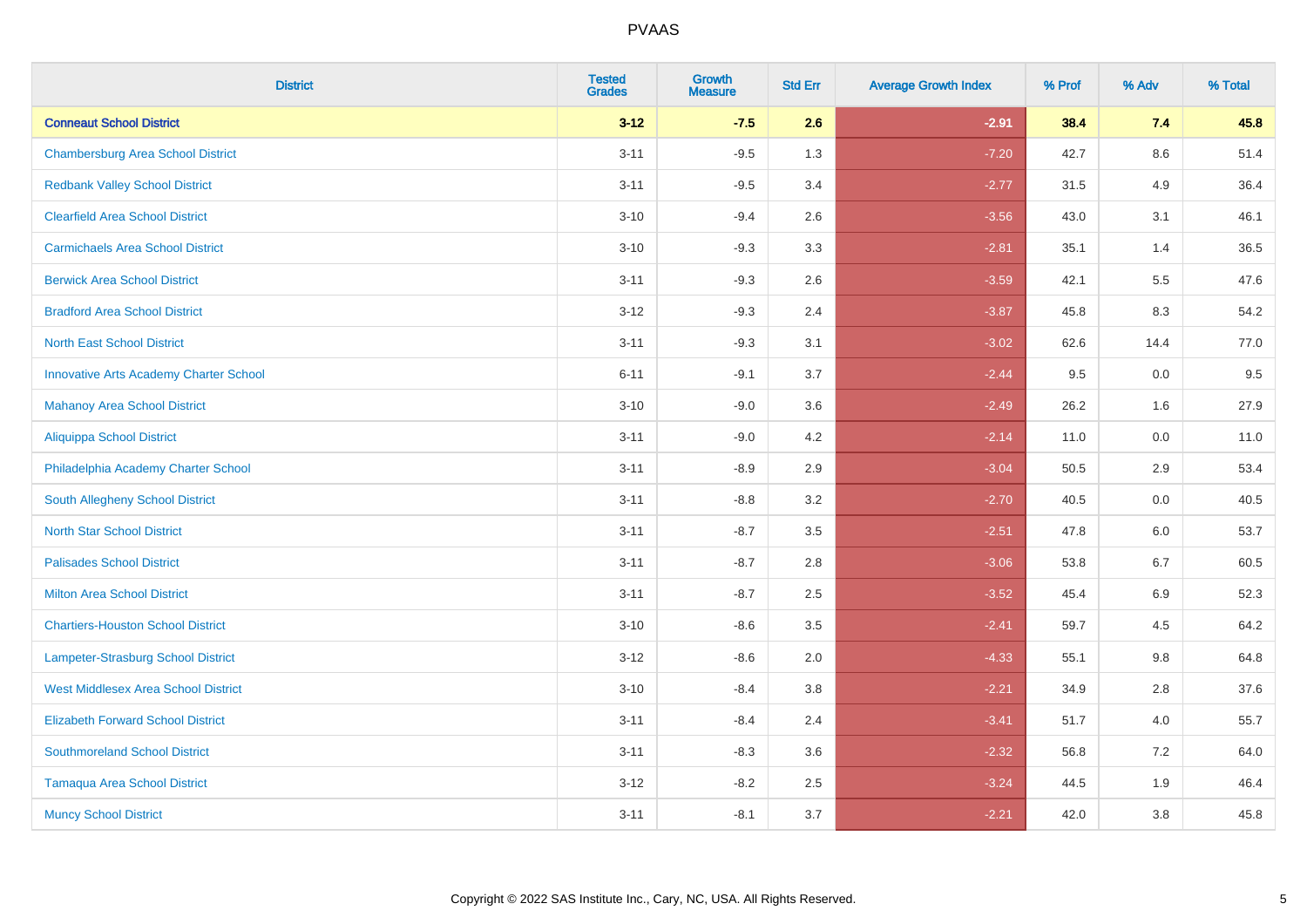| District | Tested Grades | Growth Measure | Std Err | Average Growth Index | % Prof | % Adv | % Total |
|---|---|---|---|---|---|---|---|
| **Conneaut School District** | **3-12** | **-7.5** | **2.6** | **-2.91** | **38.4** | **7.4** | **45.8** |
| Chambersburg Area School District | 3-11 | -9.5 | 1.3 | -7.20 | 42.7 | 8.6 | 51.4 |
| Redbank Valley School District | 3-11 | -9.5 | 3.4 | -2.77 | 31.5 | 4.9 | 36.4 |
| Clearfield Area School District | 3-10 | -9.4 | 2.6 | -3.56 | 43.0 | 3.1 | 46.1 |
| Carmichaels Area School District | 3-10 | -9.3 | 3.3 | -2.81 | 35.1 | 1.4 | 36.5 |
| Berwick Area School District | 3-11 | -9.3 | 2.6 | -3.59 | 42.1 | 5.5 | 47.6 |
| Bradford Area School District | 3-12 | -9.3 | 2.4 | -3.87 | 45.8 | 8.3 | 54.2 |
| North East School District | 3-11 | -9.3 | 3.1 | -3.02 | 62.6 | 14.4 | 77.0 |
| Innovative Arts Academy Charter School | 6-11 | -9.1 | 3.7 | -2.44 | 9.5 | 0.0 | 9.5 |
| Mahanoy Area School District | 3-10 | -9.0 | 3.6 | -2.49 | 26.2 | 1.6 | 27.9 |
| Aliquippa School District | 3-11 | -9.0 | 4.2 | -2.14 | 11.0 | 0.0 | 11.0 |
| Philadelphia Academy Charter School | 3-11 | -8.9 | 2.9 | -3.04 | 50.5 | 2.9 | 53.4 |
| South Allegheny School District | 3-11 | -8.8 | 3.2 | -2.70 | 40.5 | 0.0 | 40.5 |
| North Star School District | 3-11 | -8.7 | 3.5 | -2.51 | 47.8 | 6.0 | 53.7 |
| Palisades School District | 3-11 | -8.7 | 2.8 | -3.06 | 53.8 | 6.7 | 60.5 |
| Milton Area School District | 3-11 | -8.7 | 2.5 | -3.52 | 45.4 | 6.9 | 52.3 |
| Chartiers-Houston School District | 3-10 | -8.6 | 3.5 | -2.41 | 59.7 | 4.5 | 64.2 |
| Lampeter-Strasburg School District | 3-12 | -8.6 | 2.0 | -4.33 | 55.1 | 9.8 | 64.8 |
| West Middlesex Area School District | 3-10 | -8.4 | 3.8 | -2.21 | 34.9 | 2.8 | 37.6 |
| Elizabeth Forward School District | 3-11 | -8.4 | 2.4 | -3.41 | 51.7 | 4.0 | 55.7 |
| Southmoreland School District | 3-11 | -8.3 | 3.6 | -2.32 | 56.8 | 7.2 | 64.0 |
| Tamaqua Area School District | 3-12 | -8.2 | 2.5 | -3.24 | 44.5 | 1.9 | 46.4 |
| Muncy School District | 3-11 | -8.1 | 3.7 | -2.21 | 42.0 | 3.8 | 45.8 |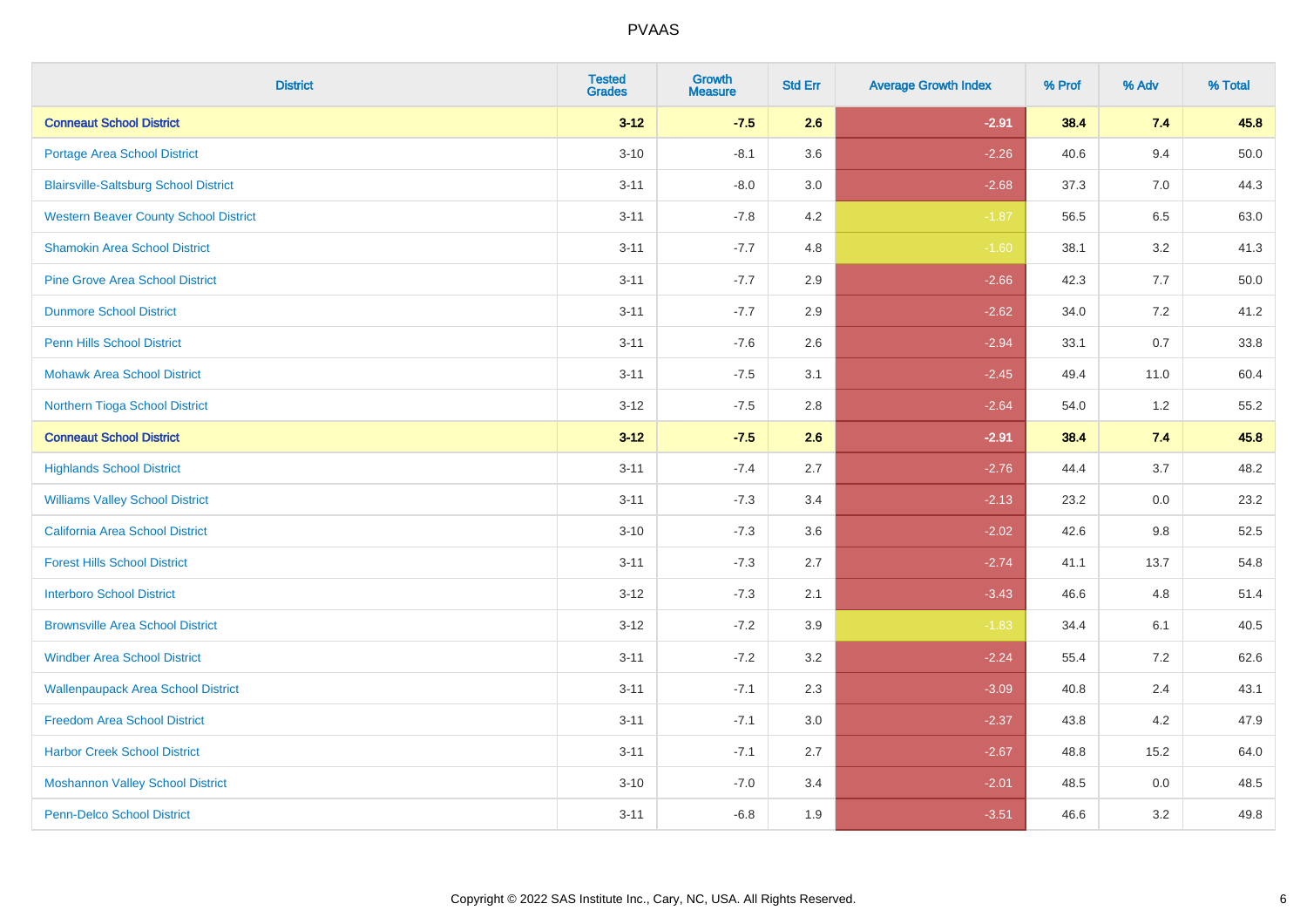| District | Tested Grades | Growth Measure | Std Err | Average Growth Index | % Prof | % Adv | % Total |
|---|---|---|---|---|---|---|---|
| **Conneaut School District** | **3-12** | **-7.5** | **2.6** | **-2.91** | **38.4** | **7.4** | **45.8** |
| Portage Area School District | 3-10 | -8.1 | 3.6 | -2.26 | 40.6 | 9.4 | 50.0 |
| Blairsville-Saltsburg School District | 3-11 | -8.0 | 3.0 | -2.68 | 37.3 | 7.0 | 44.3 |
| Western Beaver County School District | 3-11 | -7.8 | 4.2 | -1.87 | 56.5 | 6.5 | 63.0 |
| Shamokin Area School District | 3-11 | -7.7 | 4.8 | -1.60 | 38.1 | 3.2 | 41.3 |
| Pine Grove Area School District | 3-11 | -7.7 | 2.9 | -2.66 | 42.3 | 7.7 | 50.0 |
| Dunmore School District | 3-11 | -7.7 | 2.9 | -2.62 | 34.0 | 7.2 | 41.2 |
| Penn Hills School District | 3-11 | -7.6 | 2.6 | -2.94 | 33.1 | 0.7 | 33.8 |
| Mohawk Area School District | 3-11 | -7.5 | 3.1 | -2.45 | 49.4 | 11.0 | 60.4 |
| Northern Tioga School District | 3-12 | -7.5 | 2.8 | -2.64 | 54.0 | 1.2 | 55.2 |
| **Conneaut School District** | **3-12** | **-7.5** | **2.6** | **-2.91** | **38.4** | **7.4** | **45.8** |
| Highlands School District | 3-11 | -7.4 | 2.7 | -2.76 | 44.4 | 3.7 | 48.2 |
| Williams Valley School District | 3-11 | -7.3 | 3.4 | -2.13 | 23.2 | 0.0 | 23.2 |
| California Area School District | 3-10 | -7.3 | 3.6 | -2.02 | 42.6 | 9.8 | 52.5 |
| Forest Hills School District | 3-11 | -7.3 | 2.7 | -2.74 | 41.1 | 13.7 | 54.8 |
| Interboro School District | 3-12 | -7.3 | 2.1 | -3.43 | 46.6 | 4.8 | 51.4 |
| Brownsville Area School District | 3-12 | -7.2 | 3.9 | -1.83 | 34.4 | 6.1 | 40.5 |
| Windber Area School District | 3-11 | -7.2 | 3.2 | -2.24 | 55.4 | 7.2 | 62.6 |
| Wallenpaupack Area School District | 3-11 | -7.1 | 2.3 | -3.09 | 40.8 | 2.4 | 43.1 |
| Freedom Area School District | 3-11 | -7.1 | 3.0 | -2.37 | 43.8 | 4.2 | 47.9 |
| Harbor Creek School District | 3-11 | -7.1 | 2.7 | -2.67 | 48.8 | 15.2 | 64.0 |
| Moshannon Valley School District | 3-10 | -7.0 | 3.4 | -2.01 | 48.5 | 0.0 | 48.5 |
| Penn-Delco School District | 3-11 | -6.8 | 1.9 | -3.51 | 46.6 | 3.2 | 49.8 |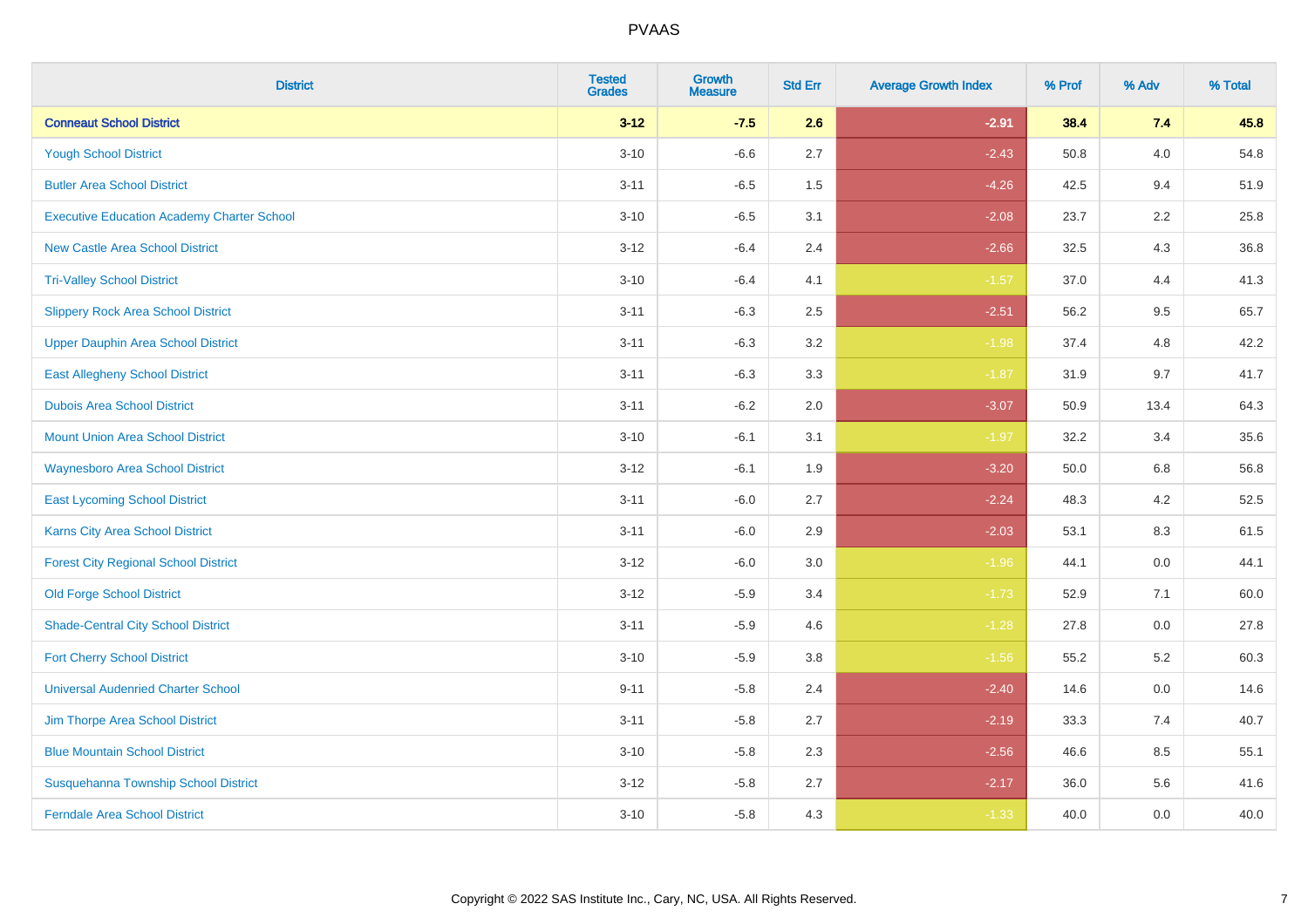# PVAAS

| District | Tested Grades | Growth Measure | Std Err | Average Growth Index | % Prof | % Adv | % Total |
|---|---|---|---|---|---|---|---|
| **Conneaut School District** | **3-12** | **-7.5** | **2.6** | **-2.91** | **38.4** | **7.4** | **45.8** |
| Yough School District | 3-10 | -6.6 | 2.7 | -2.43 | 50.8 | 4.0 | 54.8 |
| Butler Area School District | 3-11 | -6.5 | 1.5 | -4.26 | 42.5 | 9.4 | 51.9 |
| Executive Education Academy Charter School | 3-10 | -6.5 | 3.1 | -2.08 | 23.7 | 2.2 | 25.8 |
| New Castle Area School District | 3-12 | -6.4 | 2.4 | -2.66 | 32.5 | 4.3 | 36.8 |
| Tri-Valley School District | 3-10 | -6.4 | 4.1 | -1.57 | 37.0 | 4.4 | 41.3 |
| Slippery Rock Area School District | 3-11 | -6.3 | 2.5 | -2.51 | 56.2 | 9.5 | 65.7 |
| Upper Dauphin Area School District | 3-11 | -6.3 | 3.2 | -1.98 | 37.4 | 4.8 | 42.2 |
| East Allegheny School District | 3-11 | -6.3 | 3.3 | -1.87 | 31.9 | 9.7 | 41.7 |
| Dubois Area School District | 3-11 | -6.2 | 2.0 | -3.07 | 50.9 | 13.4 | 64.3 |
| Mount Union Area School District | 3-10 | -6.1 | 3.1 | -1.97 | 32.2 | 3.4 | 35.6 |
| Waynesboro Area School District | 3-12 | -6.1 | 1.9 | -3.20 | 50.0 | 6.8 | 56.8 |
| East Lycoming School District | 3-11 | -6.0 | 2.7 | -2.24 | 48.3 | 4.2 | 52.5 |
| Karns City Area School District | 3-11 | -6.0 | 2.9 | -2.03 | 53.1 | 8.3 | 61.5 |
| Forest City Regional School District | 3-12 | -6.0 | 3.0 | -1.96 | 44.1 | 0.0 | 44.1 |
| Old Forge School District | 3-12 | -5.9 | 3.4 | -1.73 | 52.9 | 7.1 | 60.0 |
| Shade-Central City School District | 3-11 | -5.9 | 4.6 | -1.28 | 27.8 | 0.0 | 27.8 |
| Fort Cherry School District | 3-10 | -5.9 | 3.8 | -1.56 | 55.2 | 5.2 | 60.3 |
| Universal Audenried Charter School | 9-11 | -5.8 | 2.4 | -2.40 | 14.6 | 0.0 | 14.6 |
| Jim Thorpe Area School District | 3-11 | -5.8 | 2.7 | -2.19 | 33.3 | 7.4 | 40.7 |
| Blue Mountain School District | 3-10 | -5.8 | 2.3 | -2.56 | 46.6 | 8.5 | 55.1 |
| Susquehanna Township School District | 3-12 | -5.8 | 2.7 | -2.17 | 36.0 | 5.6 | 41.6 |
| Ferndale Area School District | 3-10 | -5.8 | 4.3 | -1.33 | 40.0 | 0.0 | 40.0 |

Copyright © 2022 SAS Institute Inc., Cary, NC, USA. All Rights Reserved.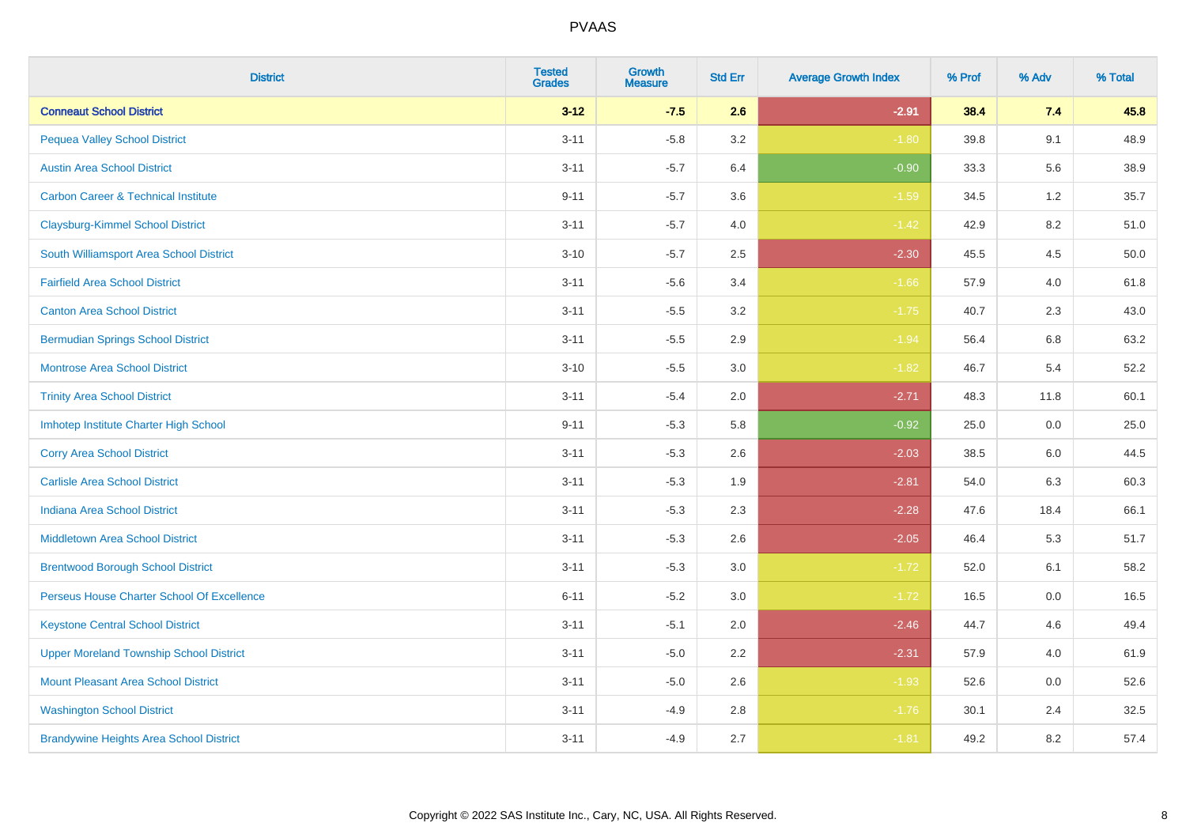# PVAAS

| District | Tested Grades | Growth Measure | Std Err | Average Growth Index | % Prof | % Adv | % Total |
|---|---|---|---|---|---|---|---|
| **Conneaut School District** | **3-12** | **-7.5** | **2.6** | **-2.91** | **38.4** | **7.4** | **45.8** |
| Pequea Valley School District | 3-11 | -5.8 | 3.2 | -1.80 | 39.8 | 9.1 | 48.9 |
| Austin Area School District | 3-11 | -5.7 | 6.4 | -0.90 | 33.3 | 5.6 | 38.9 |
| Carbon Career & Technical Institute | 9-11 | -5.7 | 3.6 | -1.59 | 34.5 | 1.2 | 35.7 |
| Claysburg-Kimmel School District | 3-11 | -5.7 | 4.0 | -1.42 | 42.9 | 8.2 | 51.0 |
| South Williamsport Area School District | 3-10 | -5.7 | 2.5 | -2.30 | 45.5 | 4.5 | 50.0 |
| Fairfield Area School District | 3-11 | -5.6 | 3.4 | -1.66 | 57.9 | 4.0 | 61.8 |
| Canton Area School District | 3-11 | -5.5 | 3.2 | -1.75 | 40.7 | 2.3 | 43.0 |
| Bermudian Springs School District | 3-11 | -5.5 | 2.9 | -1.94 | 56.4 | 6.8 | 63.2 |
| Montrose Area School District | 3-10 | -5.5 | 3.0 | -1.82 | 46.7 | 5.4 | 52.2 |
| Trinity Area School District | 3-11 | -5.4 | 2.0 | -2.71 | 48.3 | 11.8 | 60.1 |
| Imhotep Institute Charter High School | 9-11 | -5.3 | 5.8 | -0.92 | 25.0 | 0.0 | 25.0 |
| Corry Area School District | 3-11 | -5.3 | 2.6 | -2.03 | 38.5 | 6.0 | 44.5 |
| Carlisle Area School District | 3-11 | -5.3 | 1.9 | -2.81 | 54.0 | 6.3 | 60.3 |
| Indiana Area School District | 3-11 | -5.3 | 2.3 | -2.28 | 47.6 | 18.4 | 66.1 |
| Middletown Area School District | 3-11 | -5.3 | 2.6 | -2.05 | 46.4 | 5.3 | 51.7 |
| Brentwood Borough School District | 3-11 | -5.3 | 3.0 | -1.72 | 52.0 | 6.1 | 58.2 |
| Perseus House Charter School Of Excellence | 6-11 | -5.2 | 3.0 | -1.72 | 16.5 | 0.0 | 16.5 |
| Keystone Central School District | 3-11 | -5.1 | 2.0 | -2.46 | 44.7 | 4.6 | 49.4 |
| Upper Moreland Township School District | 3-11 | -5.0 | 2.2 | -2.31 | 57.9 | 4.0 | 61.9 |
| Mount Pleasant Area School District | 3-11 | -5.0 | 2.6 | -1.93 | 52.6 | 0.0 | 52.6 |
| Washington School District | 3-11 | -4.9 | 2.8 | -1.76 | 30.1 | 2.4 | 32.5 |
| Brandywine Heights Area School District | 3-11 | -4.9 | 2.7 | -1.81 | 49.2 | 8.2 | 57.4 |

Copyright © 2022 SAS Institute Inc., Cary, NC, USA. All Rights Reserved.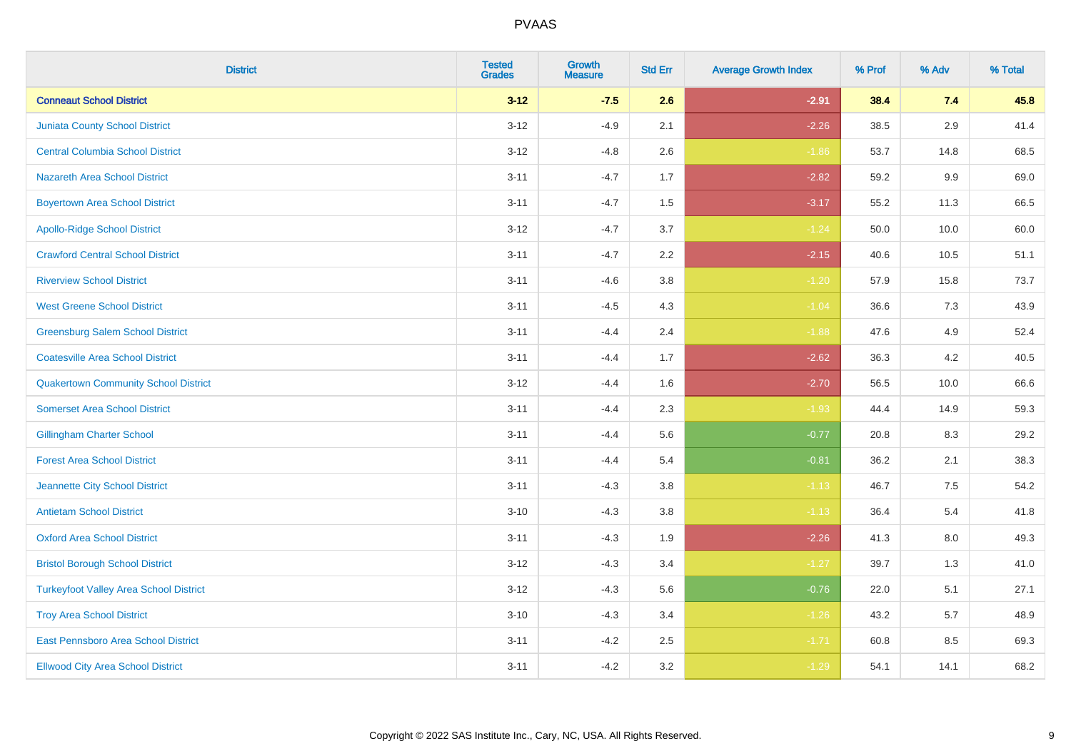| District | Tested Grades | Growth Measure | Std Err | Average Growth Index | % Prof | % Adv | % Total |
|---|---|---|---|---|---|---|---|
| **Conneaut School District** | **3-12** | **-7.5** | **2.6** | **-2.91** | **38.4** | **7.4** | **45.8** |
| Juniata County School District | 3-12 | -4.9 | 2.1 | -2.26 | 38.5 | 2.9 | 41.4 |
| Central Columbia School District | 3-12 | -4.8 | 2.6 | -1.86 | 53.7 | 14.8 | 68.5 |
| Nazareth Area School District | 3-11 | -4.7 | 1.7 | -2.82 | 59.2 | 9.9 | 69.0 |
| Boyertown Area School District | 3-11 | -4.7 | 1.5 | -3.17 | 55.2 | 11.3 | 66.5 |
| Apollo-Ridge School District | 3-12 | -4.7 | 3.7 | -1.24 | 50.0 | 10.0 | 60.0 |
| Crawford Central School District | 3-11 | -4.7 | 2.2 | -2.15 | 40.6 | 10.5 | 51.1 |
| Riverview School District | 3-11 | -4.6 | 3.8 | -1.20 | 57.9 | 15.8 | 73.7 |
| West Greene School District | 3-11 | -4.5 | 4.3 | -1.04 | 36.6 | 7.3 | 43.9 |
| Greensburg Salem School District | 3-11 | -4.4 | 2.4 | -1.88 | 47.6 | 4.9 | 52.4 |
| Coatesville Area School District | 3-11 | -4.4 | 1.7 | -2.62 | 36.3 | 4.2 | 40.5 |
| Quakertown Community School District | 3-12 | -4.4 | 1.6 | -2.70 | 56.5 | 10.0 | 66.6 |
| Somerset Area School District | 3-11 | -4.4 | 2.3 | -1.93 | 44.4 | 14.9 | 59.3 |
| Gillingham Charter School | 3-11 | -4.4 | 5.6 | -0.77 | 20.8 | 8.3 | 29.2 |
| Forest Area School District | 3-11 | -4.4 | 5.4 | -0.81 | 36.2 | 2.1 | 38.3 |
| Jeannette City School District | 3-11 | -4.3 | 3.8 | -1.13 | 46.7 | 7.5 | 54.2 |
| Antietam School District | 3-10 | -4.3 | 3.8 | -1.13 | 36.4 | 5.4 | 41.8 |
| Oxford Area School District | 3-11 | -4.3 | 1.9 | -2.26 | 41.3 | 8.0 | 49.3 |
| Bristol Borough School District | 3-12 | -4.3 | 3.4 | -1.27 | 39.7 | 1.3 | 41.0 |
| Turkeyfoot Valley Area School District | 3-12 | -4.3 | 5.6 | -0.76 | 22.0 | 5.1 | 27.1 |
| Troy Area School District | 3-10 | -4.3 | 3.4 | -1.26 | 43.2 | 5.7 | 48.9 |
| East Pennsboro Area School District | 3-11 | -4.2 | 2.5 | -1.71 | 60.8 | 8.5 | 69.3 |
| Ellwood City Area School District | 3-11 | -4.2 | 3.2 | -1.29 | 54.1 | 14.1 | 68.2 |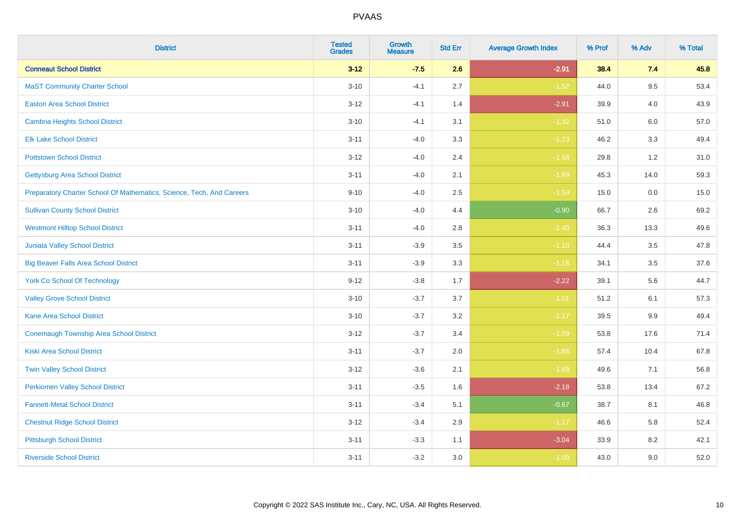| District | Tested Grades | Growth Measure | Std Err | Average Growth Index | % Prof | % Adv | % Total |
|---|---|---|---|---|---|---|---|
| **Conneaut School District** | **3-12** | **-7.5** | **2.6** | **-2.91** | **38.4** | **7.4** | **45.8** |
| MaST Community Charter School | 3-10 | -4.1 | 2.7 | -1.52 | 44.0 | 9.5 | 53.4 |
| Easton Area School District | 3-12 | -4.1 | 1.4 | -2.91 | 39.9 | 4.0 | 43.9 |
| Cambria Heights School District | 3-10 | -4.1 | 3.1 | -1.32 | 51.0 | 6.0 | 57.0 |
| Elk Lake School District | 3-11 | -4.0 | 3.3 | -1.23 | 46.2 | 3.3 | 49.4 |
| Pottstown School District | 3-12 | -4.0 | 2.4 | -1.68 | 29.8 | 1.2 | 31.0 |
| Gettysburg Area School District | 3-11 | -4.0 | 2.1 | -1.89 | 45.3 | 14.0 | 59.3 |
| Preparatory Charter School Of Mathematics, Science, Tech, And Careers | 9-10 | -4.0 | 2.5 | -1.59 | 15.0 | 0.0 | 15.0 |
| Sullivan County School District | 3-10 | -4.0 | 4.4 | -0.90 | 66.7 | 2.6 | 69.2 |
| Westmont Hilltop School District | 3-11 | -4.0 | 2.8 | -1.40 | 36.3 | 13.3 | 49.6 |
| Juniata Valley School District | 3-11 | -3.9 | 3.5 | -1.10 | 44.4 | 3.5 | 47.8 |
| Big Beaver Falls Area School District | 3-11 | -3.9 | 3.3 | -1.18 | 34.1 | 3.5 | 37.6 |
| York Co School Of Technology | 9-12 | -3.8 | 1.7 | -2.22 | 39.1 | 5.6 | 44.7 |
| Valley Grove School District | 3-10 | -3.7 | 3.7 | -1.01 | 51.2 | 6.1 | 57.3 |
| Kane Area School District | 3-10 | -3.7 | 3.2 | -1.17 | 39.5 | 9.9 | 49.4 |
| Conemaugh Township Area School District | 3-12 | -3.7 | 3.4 | -1.09 | 53.8 | 17.6 | 71.4 |
| Kiski Area School District | 3-11 | -3.7 | 2.0 | -1.86 | 57.4 | 10.4 | 67.8 |
| Twin Valley School District | 3-12 | -3.6 | 2.1 | -1.69 | 49.6 | 7.1 | 56.8 |
| Perkiomen Valley School District | 3-11 | -3.5 | 1.6 | -2.18 | 53.8 | 13.4 | 67.2 |
| Fannett-Metal School District | 3-11 | -3.4 | 5.1 | -0.67 | 38.7 | 8.1 | 46.8 |
| Chestnut Ridge School District | 3-12 | -3.4 | 2.9 | -1.17 | 46.6 | 5.8 | 52.4 |
| Pittsburgh School District | 3-11 | -3.3 | 1.1 | -3.04 | 33.9 | 8.2 | 42.1 |
| Riverside School District | 3-11 | -3.2 | 3.0 | -1.09 | 43.0 | 9.0 | 52.0 |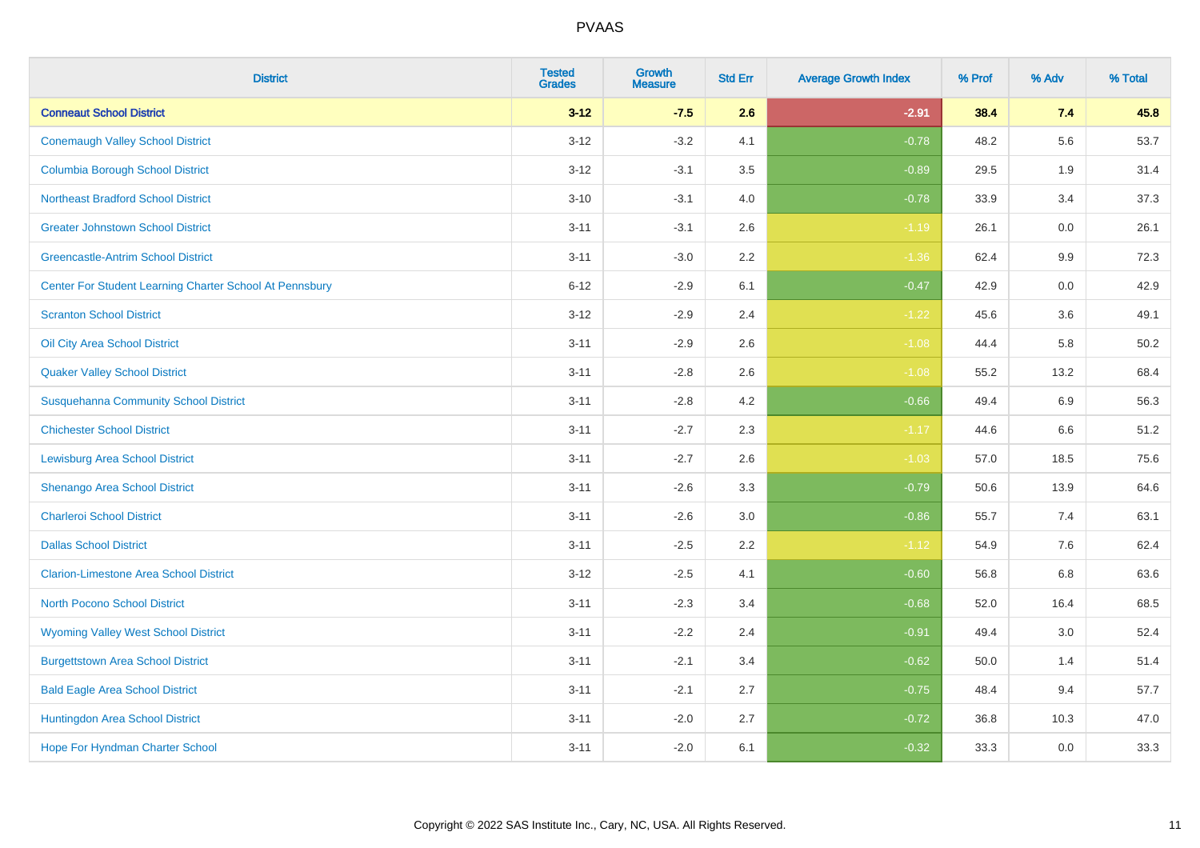| District | Tested Grades | Growth Measure | Std Err | Average Growth Index | % Prof | % Adv | % Total |
|---|---|---|---|---|---|---|---|
| **Conneaut School District** | **3-12** | **-7.5** | **2.6** | **-2.91** | **38.4** | **7.4** | **45.8** |
| Conemaugh Valley School District | 3-12 | -3.2 | 4.1 | -0.78 | 48.2 | 5.6 | 53.7 |
| Columbia Borough School District | 3-12 | -3.1 | 3.5 | -0.89 | 29.5 | 1.9 | 31.4 |
| Northeast Bradford School District | 3-10 | -3.1 | 4.0 | -0.78 | 33.9 | 3.4 | 37.3 |
| Greater Johnstown School District | 3-11 | -3.1 | 2.6 | -1.19 | 26.1 | 0.0 | 26.1 |
| Greencastle-Antrim School District | 3-11 | -3.0 | 2.2 | -1.36 | 62.4 | 9.9 | 72.3 |
| Center For Student Learning Charter School At Pennsbury | 6-12 | -2.9 | 6.1 | -0.47 | 42.9 | 0.0 | 42.9 |
| Scranton School District | 3-12 | -2.9 | 2.4 | -1.22 | 45.6 | 3.6 | 49.1 |
| Oil City Area School District | 3-11 | -2.9 | 2.6 | -1.08 | 44.4 | 5.8 | 50.2 |
| Quaker Valley School District | 3-11 | -2.8 | 2.6 | -1.08 | 55.2 | 13.2 | 68.4 |
| Susquehanna Community School District | 3-11 | -2.8 | 4.2 | -0.66 | 49.4 | 6.9 | 56.3 |
| Chichester School District | 3-11 | -2.7 | 2.3 | -1.17 | 44.6 | 6.6 | 51.2 |
| Lewisburg Area School District | 3-11 | -2.7 | 2.6 | -1.03 | 57.0 | 18.5 | 75.6 |
| Shenango Area School District | 3-11 | -2.6 | 3.3 | -0.79 | 50.6 | 13.9 | 64.6 |
| Charleroi School District | 3-11 | -2.6 | 3.0 | -0.86 | 55.7 | 7.4 | 63.1 |
| Dallas School District | 3-11 | -2.5 | 2.2 | -1.12 | 54.9 | 7.6 | 62.4 |
| Clarion-Limestone Area School District | 3-12 | -2.5 | 4.1 | -0.60 | 56.8 | 6.8 | 63.6 |
| North Pocono School District | 3-11 | -2.3 | 3.4 | -0.68 | 52.0 | 16.4 | 68.5 |
| Wyoming Valley West School District | 3-11 | -2.2 | 2.4 | -0.91 | 49.4 | 3.0 | 52.4 |
| Burgettstown Area School District | 3-11 | -2.1 | 3.4 | -0.62 | 50.0 | 1.4 | 51.4 |
| Bald Eagle Area School District | 3-11 | -2.1 | 2.7 | -0.75 | 48.4 | 9.4 | 57.7 |
| Huntingdon Area School District | 3-11 | -2.0 | 2.7 | -0.72 | 36.8 | 10.3 | 47.0 |
| Hope For Hyndman Charter School | 3-11 | -2.0 | 6.1 | -0.32 | 33.3 | 0.0 | 33.3 |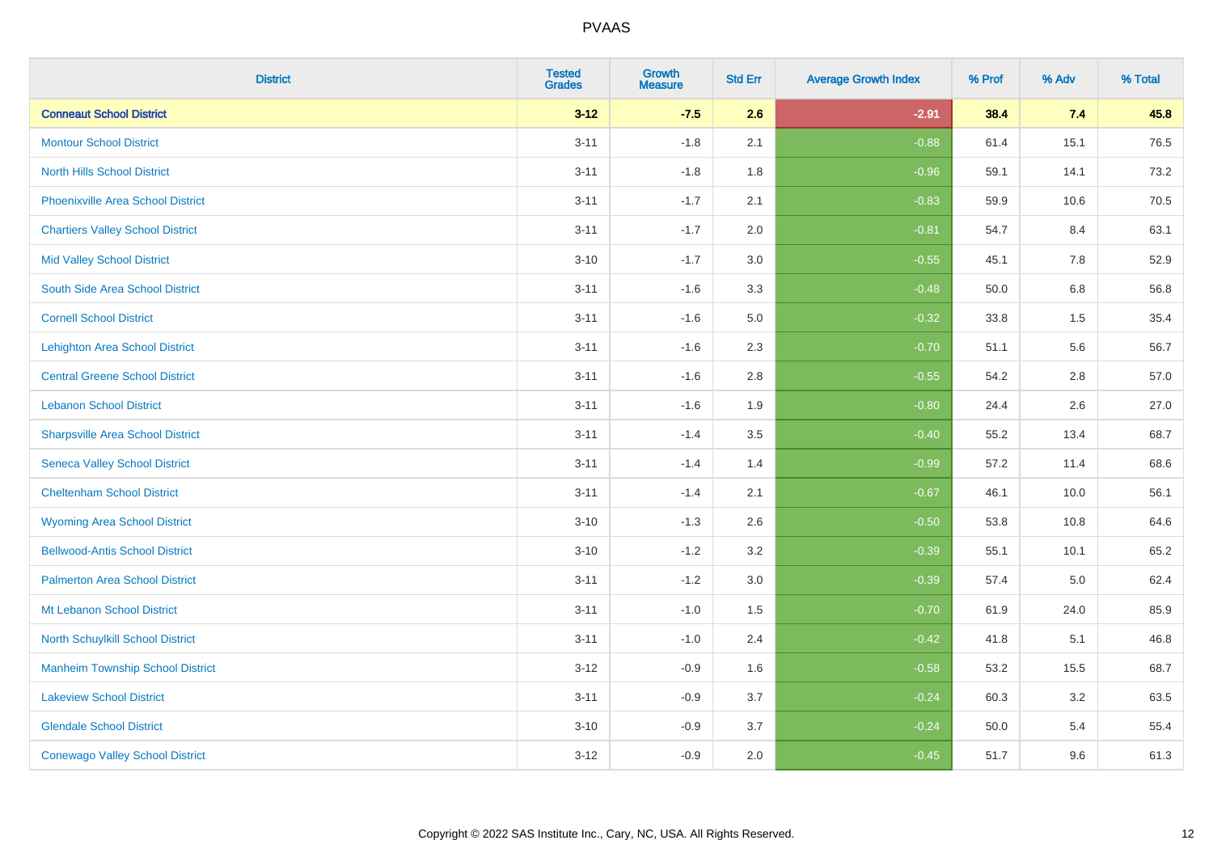| District | Tested Grades | Growth Measure | Std Err | Average Growth Index | % Prof | % Adv | % Total |
|---|---|---|---|---|---|---|---|
| **Conneaut School District** | **3-12** | **-7.5** | **2.6** | **-2.91** | **38.4** | **7.4** | **45.8** |
| Montour School District | 3-11 | -1.8 | 2.1 | -0.88 | 61.4 | 15.1 | 76.5 |
| North Hills School District | 3-11 | -1.8 | 1.8 | -0.96 | 59.1 | 14.1 | 73.2 |
| Phoenixville Area School District | 3-11 | -1.7 | 2.1 | -0.83 | 59.9 | 10.6 | 70.5 |
| Chartiers Valley School District | 3-11 | -1.7 | 2.0 | -0.81 | 54.7 | 8.4 | 63.1 |
| Mid Valley School District | 3-10 | -1.7 | 3.0 | -0.55 | 45.1 | 7.8 | 52.9 |
| South Side Area School District | 3-11 | -1.6 | 3.3 | -0.48 | 50.0 | 6.8 | 56.8 |
| Cornell School District | 3-11 | -1.6 | 5.0 | -0.32 | 33.8 | 1.5 | 35.4 |
| Lehighton Area School District | 3-11 | -1.6 | 2.3 | -0.70 | 51.1 | 5.6 | 56.7 |
| Central Greene School District | 3-11 | -1.6 | 2.8 | -0.55 | 54.2 | 2.8 | 57.0 |
| Lebanon School District | 3-11 | -1.6 | 1.9 | -0.80 | 24.4 | 2.6 | 27.0 |
| Sharpsville Area School District | 3-11 | -1.4 | 3.5 | -0.40 | 55.2 | 13.4 | 68.7 |
| Seneca Valley School District | 3-11 | -1.4 | 1.4 | -0.99 | 57.2 | 11.4 | 68.6 |
| Cheltenham School District | 3-11 | -1.4 | 2.1 | -0.67 | 46.1 | 10.0 | 56.1 |
| Wyoming Area School District | 3-10 | -1.3 | 2.6 | -0.50 | 53.8 | 10.8 | 64.6 |
| Bellwood-Antis School District | 3-10 | -1.2 | 3.2 | -0.39 | 55.1 | 10.1 | 65.2 |
| Palmerton Area School District | 3-11 | -1.2 | 3.0 | -0.39 | 57.4 | 5.0 | 62.4 |
| Mt Lebanon School District | 3-11 | -1.0 | 1.5 | -0.70 | 61.9 | 24.0 | 85.9 |
| North Schuylkill School District | 3-11 | -1.0 | 2.4 | -0.42 | 41.8 | 5.1 | 46.8 |
| Manheim Township School District | 3-12 | -0.9 | 1.6 | -0.58 | 53.2 | 15.5 | 68.7 |
| Lakeview School District | 3-11 | -0.9 | 3.7 | -0.24 | 60.3 | 3.2 | 63.5 |
| Glendale School District | 3-10 | -0.9 | 3.7 | -0.24 | 50.0 | 5.4 | 55.4 |
| Conewago Valley School District | 3-12 | -0.9 | 2.0 | -0.45 | 51.7 | 9.6 | 61.3 |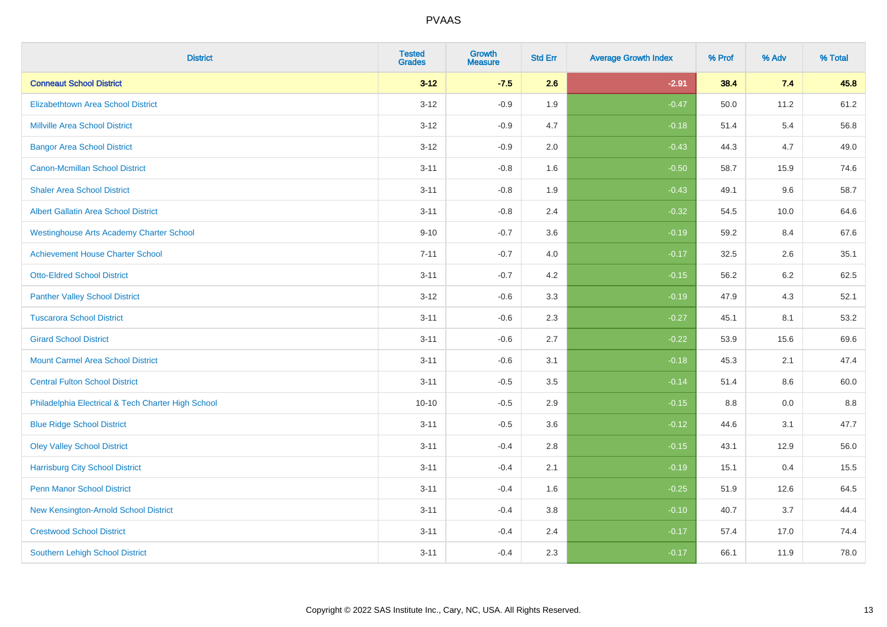| District | Tested Grades | Growth Measure | Std Err | Average Growth Index | % Prof | % Adv | % Total |
|---|---|---|---|---|---|---|---|
| **Conneaut School District** | **3-12** | **-7.5** | **2.6** | **-2.91** | **38.4** | **7.4** | **45.8** |
| Elizabethtown Area School District | 3-12 | -0.9 | 1.9 | -0.47 | 50.0 | 11.2 | 61.2 |
| Millville Area School District | 3-12 | -0.9 | 4.7 | -0.18 | 51.4 | 5.4 | 56.8 |
| Bangor Area School District | 3-12 | -0.9 | 2.0 | -0.43 | 44.3 | 4.7 | 49.0 |
| Canon-Mcmillan School District | 3-11 | -0.8 | 1.6 | -0.50 | 58.7 | 15.9 | 74.6 |
| Shaler Area School District | 3-11 | -0.8 | 1.9 | -0.43 | 49.1 | 9.6 | 58.7 |
| Albert Gallatin Area School District | 3-11 | -0.8 | 2.4 | -0.32 | 54.5 | 10.0 | 64.6 |
| Westinghouse Arts Academy Charter School | 9-10 | -0.7 | 3.6 | -0.19 | 59.2 | 8.4 | 67.6 |
| Achievement House Charter School | 7-11 | -0.7 | 4.0 | -0.17 | 32.5 | 2.6 | 35.1 |
| Otto-Eldred School District | 3-11 | -0.7 | 4.2 | -0.15 | 56.2 | 6.2 | 62.5 |
| Panther Valley School District | 3-12 | -0.6 | 3.3 | -0.19 | 47.9 | 4.3 | 52.1 |
| Tuscarora School District | 3-11 | -0.6 | 2.3 | -0.27 | 45.1 | 8.1 | 53.2 |
| Girard School District | 3-11 | -0.6 | 2.7 | -0.22 | 53.9 | 15.6 | 69.6 |
| Mount Carmel Area School District | 3-11 | -0.6 | 3.1 | -0.18 | 45.3 | 2.1 | 47.4 |
| Central Fulton School District | 3-11 | -0.5 | 3.5 | -0.14 | 51.4 | 8.6 | 60.0 |
| Philadelphia Electrical & Tech Charter High School | 10-10 | -0.5 | 2.9 | -0.15 | 8.8 | 0.0 | 8.8 |
| Blue Ridge School District | 3-11 | -0.5 | 3.6 | -0.12 | 44.6 | 3.1 | 47.7 |
| Oley Valley School District | 3-11 | -0.4 | 2.8 | -0.15 | 43.1 | 12.9 | 56.0 |
| Harrisburg City School District | 3-11 | -0.4 | 2.1 | -0.19 | 15.1 | 0.4 | 15.5 |
| Penn Manor School District | 3-11 | -0.4 | 1.6 | -0.25 | 51.9 | 12.6 | 64.5 |
| New Kensington-Arnold School District | 3-11 | -0.4 | 3.8 | -0.10 | 40.7 | 3.7 | 44.4 |
| Crestwood School District | 3-11 | -0.4 | 2.4 | -0.17 | 57.4 | 17.0 | 74.4 |
| Southern Lehigh School District | 3-11 | -0.4 | 2.3 | -0.17 | 66.1 | 11.9 | 78.0 |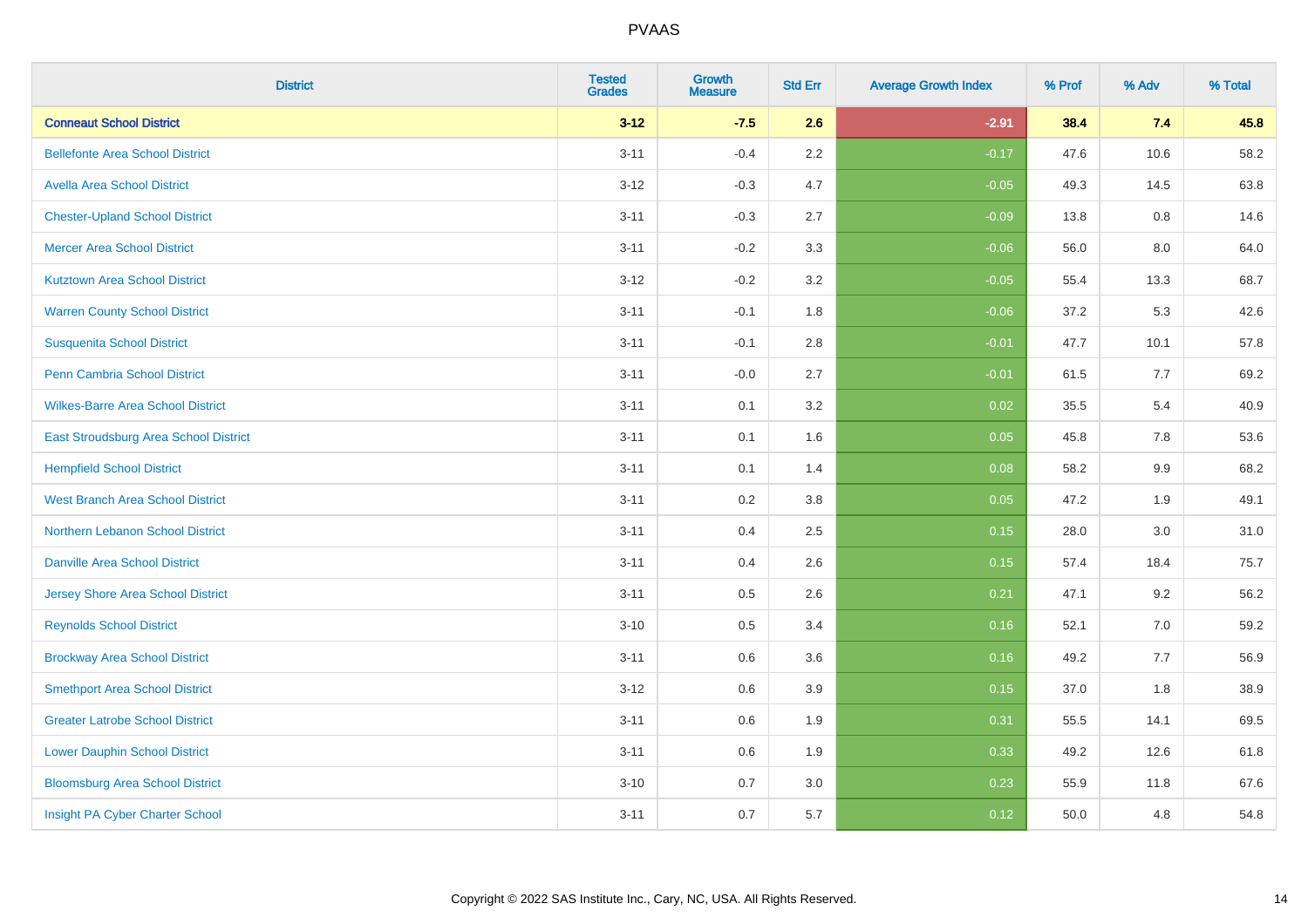| District | Tested Grades | Growth Measure | Std Err | Average Growth Index | % Prof | % Adv | % Total |
|---|---|---|---|---|---|---|---|
| **Conneaut School District** | **3-12** | **-7.5** | **2.6** | **-2.91** | **38.4** | **7.4** | **45.8** |
| Bellefonte Area School District | 3-11 | -0.4 | 2.2 | -0.17 | 47.6 | 10.6 | 58.2 |
| Avella Area School District | 3-12 | -0.3 | 4.7 | -0.05 | 49.3 | 14.5 | 63.8 |
| Chester-Upland School District | 3-11 | -0.3 | 2.7 | -0.09 | 13.8 | 0.8 | 14.6 |
| Mercer Area School District | 3-11 | -0.2 | 3.3 | -0.06 | 56.0 | 8.0 | 64.0 |
| Kutztown Area School District | 3-12 | -0.2 | 3.2 | -0.05 | 55.4 | 13.3 | 68.7 |
| Warren County School District | 3-11 | -0.1 | 1.8 | -0.06 | 37.2 | 5.3 | 42.6 |
| Susquenita School District | 3-11 | -0.1 | 2.8 | -0.01 | 47.7 | 10.1 | 57.8 |
| Penn Cambria School District | 3-11 | -0.0 | 2.7 | -0.01 | 61.5 | 7.7 | 69.2 |
| Wilkes-Barre Area School District | 3-11 | 0.1 | 3.2 | 0.02 | 35.5 | 5.4 | 40.9 |
| East Stroudsburg Area School District | 3-11 | 0.1 | 1.6 | 0.05 | 45.8 | 7.8 | 53.6 |
| Hempfield School District | 3-11 | 0.1 | 1.4 | 0.08 | 58.2 | 9.9 | 68.2 |
| West Branch Area School District | 3-11 | 0.2 | 3.8 | 0.05 | 47.2 | 1.9 | 49.1 |
| Northern Lebanon School District | 3-11 | 0.4 | 2.5 | 0.15 | 28.0 | 3.0 | 31.0 |
| Danville Area School District | 3-11 | 0.4 | 2.6 | 0.15 | 57.4 | 18.4 | 75.7 |
| Jersey Shore Area School District | 3-11 | 0.5 | 2.6 | 0.21 | 47.1 | 9.2 | 56.2 |
| Reynolds School District | 3-10 | 0.5 | 3.4 | 0.16 | 52.1 | 7.0 | 59.2 |
| Brockway Area School District | 3-11 | 0.6 | 3.6 | 0.16 | 49.2 | 7.7 | 56.9 |
| Smethport Area School District | 3-12 | 0.6 | 3.9 | 0.15 | 37.0 | 1.8 | 38.9 |
| Greater Latrobe School District | 3-11 | 0.6 | 1.9 | 0.31 | 55.5 | 14.1 | 69.5 |
| Lower Dauphin School District | 3-11 | 0.6 | 1.9 | 0.33 | 49.2 | 12.6 | 61.8 |
| Bloomsburg Area School District | 3-10 | 0.7 | 3.0 | 0.23 | 55.9 | 11.8 | 67.6 |
| Insight PA Cyber Charter School | 3-11 | 0.7 | 5.7 | 0.12 | 50.0 | 4.8 | 54.8 |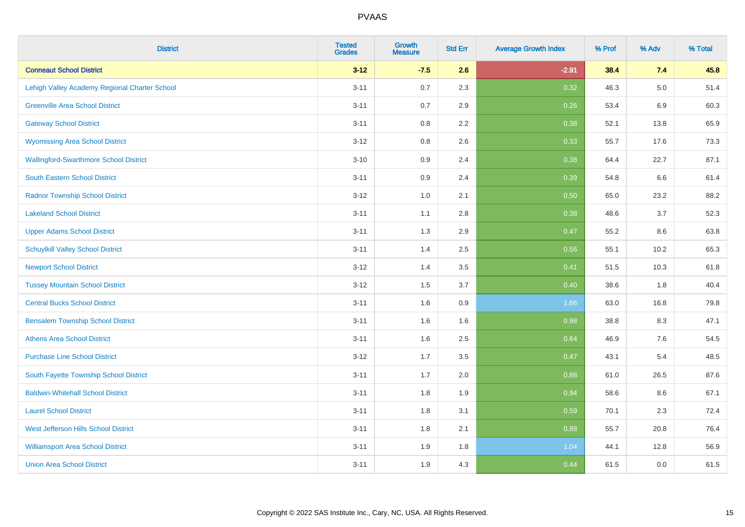| District | Tested Grades | Growth Measure | Std Err | Average Growth Index | % Prof | % Adv | % Total |
|---|---|---|---|---|---|---|---|
| **Conneaut School District** | **3-12** | **-7.5** | **2.6** | **-2.91** | **38.4** | **7.4** | **45.8** |
| Lehigh Valley Academy Regional Charter School | 3-11 | 0.7 | 2.3 | 0.32 | 46.3 | 5.0 | 51.4 |
| Greenville Area School District | 3-11 | 0.7 | 2.9 | 0.26 | 53.4 | 6.9 | 60.3 |
| Gateway School District | 3-11 | 0.8 | 2.2 | 0.38 | 52.1 | 13.8 | 65.9 |
| Wyomissing Area School District | 3-12 | 0.8 | 2.6 | 0.33 | 55.7 | 17.6 | 73.3 |
| Wallingford-Swarthmore School District | 3-10 | 0.9 | 2.4 | 0.38 | 64.4 | 22.7 | 87.1 |
| South Eastern School District | 3-11 | 0.9 | 2.4 | 0.39 | 54.8 | 6.6 | 61.4 |
| Radnor Township School District | 3-12 | 1.0 | 2.1 | 0.50 | 65.0 | 23.2 | 88.2 |
| Lakeland School District | 3-11 | 1.1 | 2.8 | 0.38 | 48.6 | 3.7 | 52.3 |
| Upper Adams School District | 3-11 | 1.3 | 2.9 | 0.47 | 55.2 | 8.6 | 63.8 |
| Schuylkill Valley School District | 3-11 | 1.4 | 2.5 | 0.56 | 55.1 | 10.2 | 65.3 |
| Newport School District | 3-12 | 1.4 | 3.5 | 0.41 | 51.5 | 10.3 | 61.8 |
| Tussey Mountain School District | 3-12 | 1.5 | 3.7 | 0.40 | 38.6 | 1.8 | 40.4 |
| Central Bucks School District | 3-11 | 1.6 | 0.9 | 1.66 | 63.0 | 16.8 | 79.8 |
| Bensalem Township School District | 3-11 | 1.6 | 1.6 | 0.98 | 38.8 | 8.3 | 47.1 |
| Athens Area School District | 3-11 | 1.6 | 2.5 | 0.64 | 46.9 | 7.6 | 54.5 |
| Purchase Line School District | 3-12 | 1.7 | 3.5 | 0.47 | 43.1 | 5.4 | 48.5 |
| South Fayette Township School District | 3-11 | 1.7 | 2.0 | 0.88 | 61.0 | 26.5 | 87.6 |
| Baldwin-Whitehall School District | 3-11 | 1.8 | 1.9 | 0.94 | 58.6 | 8.6 | 67.1 |
| Laurel School District | 3-11 | 1.8 | 3.1 | 0.59 | 70.1 | 2.3 | 72.4 |
| West Jefferson Hills School District | 3-11 | 1.8 | 2.1 | 0.88 | 55.7 | 20.8 | 76.4 |
| Williamsport Area School District | 3-11 | 1.9 | 1.8 | 1.04 | 44.1 | 12.8 | 56.9 |
| Union Area School District | 3-11 | 1.9 | 4.3 | 0.44 | 61.5 | 0.0 | 61.5 |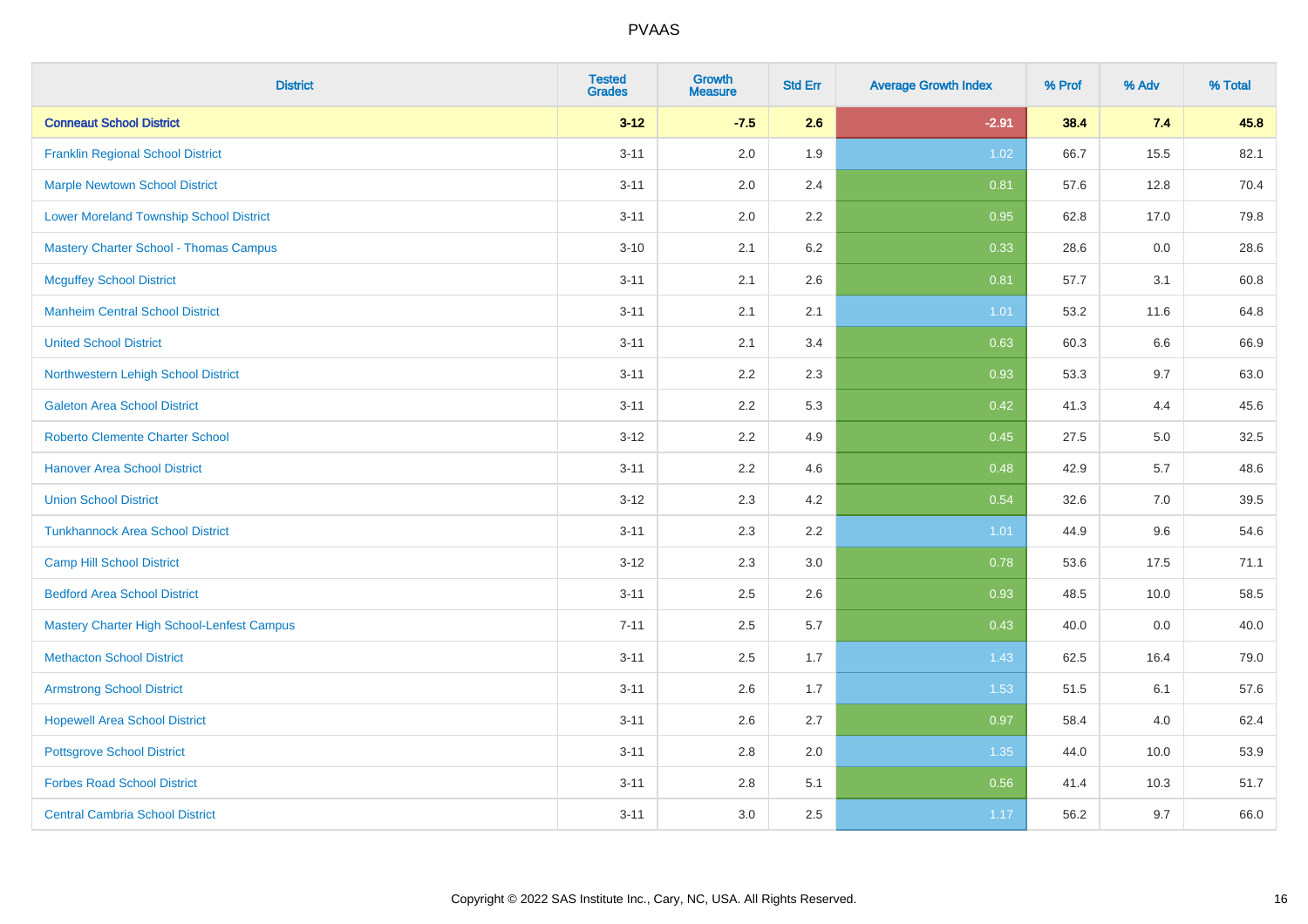# PVAAS

| District | Tested Grades | Growth Measure | Std Err | Average Growth Index | % Prof | % Adv | % Total |
|---|---|---|---|---|---|---|---|
| **Conneaut School District** | **3-12** | **-7.5** | **2.6** | **-2.91** | **38.4** | **7.4** | **45.8** |
| Franklin Regional School District | 3-11 | 2.0 | 1.9 | 1.02 | 66.7 | 15.5 | 82.1 |
| Marple Newtown School District | 3-11 | 2.0 | 2.4 | 0.81 | 57.6 | 12.8 | 70.4 |
| Lower Moreland Township School District | 3-11 | 2.0 | 2.2 | 0.95 | 62.8 | 17.0 | 79.8 |
| Mastery Charter School - Thomas Campus | 3-10 | 2.1 | 6.2 | 0.33 | 28.6 | 0.0 | 28.6 |
| Mcguffey School District | 3-11 | 2.1 | 2.6 | 0.81 | 57.7 | 3.1 | 60.8 |
| Manheim Central School District | 3-11 | 2.1 | 2.1 | 1.01 | 53.2 | 11.6 | 64.8 |
| United School District | 3-11 | 2.1 | 3.4 | 0.63 | 60.3 | 6.6 | 66.9 |
| Northwestern Lehigh School District | 3-11 | 2.2 | 2.3 | 0.93 | 53.3 | 9.7 | 63.0 |
| Galeton Area School District | 3-11 | 2.2 | 5.3 | 0.42 | 41.3 | 4.4 | 45.6 |
| Roberto Clemente Charter School | 3-12 | 2.2 | 4.9 | 0.45 | 27.5 | 5.0 | 32.5 |
| Hanover Area School District | 3-11 | 2.2 | 4.6 | 0.48 | 42.9 | 5.7 | 48.6 |
| Union School District | 3-12 | 2.3 | 4.2 | 0.54 | 32.6 | 7.0 | 39.5 |
| Tunkhannock Area School District | 3-11 | 2.3 | 2.2 | 1.01 | 44.9 | 9.6 | 54.6 |
| Camp Hill School District | 3-12 | 2.3 | 3.0 | 0.78 | 53.6 | 17.5 | 71.1 |
| Bedford Area School District | 3-11 | 2.5 | 2.6 | 0.93 | 48.5 | 10.0 | 58.5 |
| Mastery Charter High School-Lenfest Campus | 7-11 | 2.5 | 5.7 | 0.43 | 40.0 | 0.0 | 40.0 |
| Methacton School District | 3-11 | 2.5 | 1.7 | 1.43 | 62.5 | 16.4 | 79.0 |
| Armstrong School District | 3-11 | 2.6 | 1.7 | 1.53 | 51.5 | 6.1 | 57.6 |
| Hopewell Area School District | 3-11 | 2.6 | 2.7 | 0.97 | 58.4 | 4.0 | 62.4 |
| Pottsgrove School District | 3-11 | 2.8 | 2.0 | 1.35 | 44.0 | 10.0 | 53.9 |
| Forbes Road School District | 3-11 | 2.8 | 5.1 | 0.56 | 41.4 | 10.3 | 51.7 |
| Central Cambria School District | 3-11 | 3.0 | 2.5 | 1.17 | 56.2 | 9.7 | 66.0 |

Copyright © 2022 SAS Institute Inc., Cary, NC, USA. All Rights Reserved.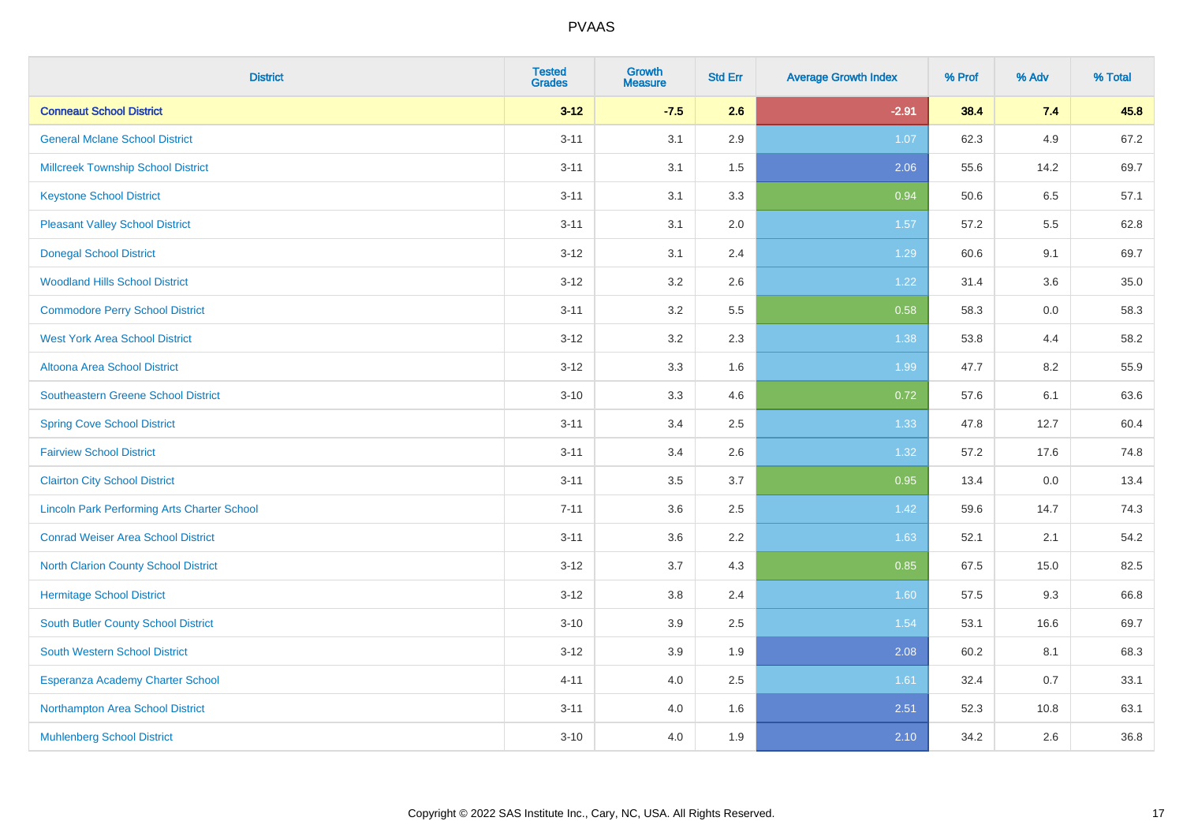# PVAAS

| District | Tested Grades | Growth Measure | Std Err | Average Growth Index | % Prof | % Adv | % Total |
|---|---|---|---|---|---|---|---|
| **Conneaut School District** | **3-12** | **-7.5** | **2.6** | **-2.91** | **38.4** | **7.4** | **45.8** |
| General Mclane School District | 3-11 | 3.1 | 2.9 | 1.07 | 62.3 | 4.9 | 67.2 |
| Millcreek Township School District | 3-11 | 3.1 | 1.5 | 2.06 | 55.6 | 14.2 | 69.7 |
| Keystone School District | 3-11 | 3.1 | 3.3 | 0.94 | 50.6 | 6.5 | 57.1 |
| Pleasant Valley School District | 3-11 | 3.1 | 2.0 | 1.57 | 57.2 | 5.5 | 62.8 |
| Donegal School District | 3-12 | 3.1 | 2.4 | 1.29 | 60.6 | 9.1 | 69.7 |
| Woodland Hills School District | 3-12 | 3.2 | 2.6 | 1.22 | 31.4 | 3.6 | 35.0 |
| Commodore Perry School District | 3-11 | 3.2 | 5.5 | 0.58 | 58.3 | 0.0 | 58.3 |
| West York Area School District | 3-12 | 3.2 | 2.3 | 1.38 | 53.8 | 4.4 | 58.2 |
| Altoona Area School District | 3-12 | 3.3 | 1.6 | 1.99 | 47.7 | 8.2 | 55.9 |
| Southeastern Greene School District | 3-10 | 3.3 | 4.6 | 0.72 | 57.6 | 6.1 | 63.6 |
| Spring Cove School District | 3-11 | 3.4 | 2.5 | 1.33 | 47.8 | 12.7 | 60.4 |
| Fairview School District | 3-11 | 3.4 | 2.6 | 1.32 | 57.2 | 17.6 | 74.8 |
| Clairton City School District | 3-11 | 3.5 | 3.7 | 0.95 | 13.4 | 0.0 | 13.4 |
| Lincoln Park Performing Arts Charter School | 7-11 | 3.6 | 2.5 | 1.42 | 59.6 | 14.7 | 74.3 |
| Conrad Weiser Area School District | 3-11 | 3.6 | 2.2 | 1.63 | 52.1 | 2.1 | 54.2 |
| North Clarion County School District | 3-12 | 3.7 | 4.3 | 0.85 | 67.5 | 15.0 | 82.5 |
| Hermitage School District | 3-12 | 3.8 | 2.4 | 1.60 | 57.5 | 9.3 | 66.8 |
| South Butler County School District | 3-10 | 3.9 | 2.5 | 1.54 | 53.1 | 16.6 | 69.7 |
| South Western School District | 3-12 | 3.9 | 1.9 | 2.08 | 60.2 | 8.1 | 68.3 |
| Esperanza Academy Charter School | 4-11 | 4.0 | 2.5 | 1.61 | 32.4 | 0.7 | 33.1 |
| Northampton Area School District | 3-11 | 4.0 | 1.6 | 2.51 | 52.3 | 10.8 | 63.1 |
| Muhlenberg School District | 3-10 | 4.0 | 1.9 | 2.10 | 34.2 | 2.6 | 36.8 |

Copyright © 2022 SAS Institute Inc., Cary, NC, USA. All Rights Reserved.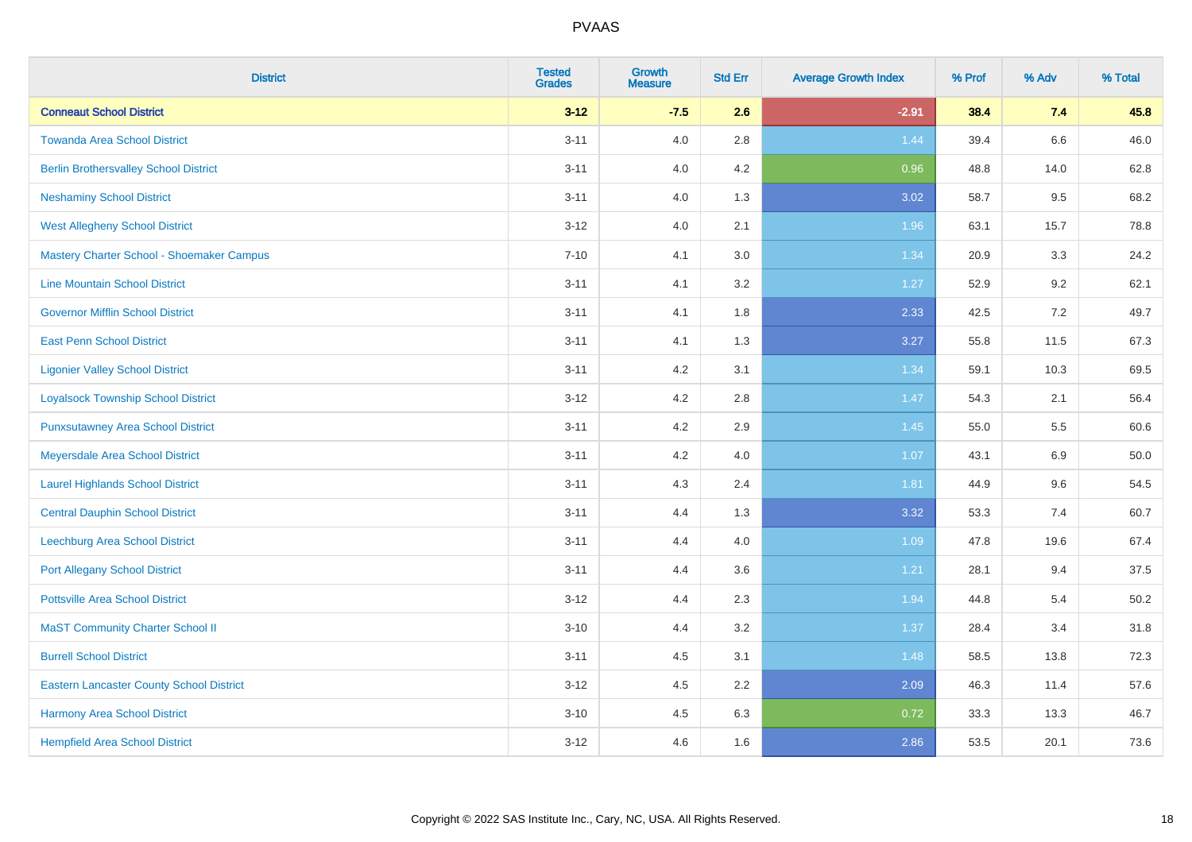PVAAS

| District | Tested Grades | Growth Measure | Std Err | Average Growth Index | % Prof | % Adv | % Total |
|---|---|---|---|---|---|---|---|
| **Conneaut School District** | **3-12** | **-7.5** | **2.6** | **-2.91** | **38.4** | **7.4** | **45.8** |
| Towanda Area School District | 3-11 | 4.0 | 2.8 | 1.44 | 39.4 | 6.6 | 46.0 |
| Berlin Brothersvalley School District | 3-11 | 4.0 | 4.2 | 0.96 | 48.8 | 14.0 | 62.8 |
| Neshaminy School District | 3-11 | 4.0 | 1.3 | 3.02 | 58.7 | 9.5 | 68.2 |
| West Allegheny School District | 3-12 | 4.0 | 2.1 | 1.96 | 63.1 | 15.7 | 78.8 |
| Mastery Charter School - Shoemaker Campus | 7-10 | 4.1 | 3.0 | 1.34 | 20.9 | 3.3 | 24.2 |
| Line Mountain School District | 3-11 | 4.1 | 3.2 | 1.27 | 52.9 | 9.2 | 62.1 |
| Governor Mifflin School District | 3-11 | 4.1 | 1.8 | 2.33 | 42.5 | 7.2 | 49.7 |
| East Penn School District | 3-11 | 4.1 | 1.3 | 3.27 | 55.8 | 11.5 | 67.3 |
| Ligonier Valley School District | 3-11 | 4.2 | 3.1 | 1.34 | 59.1 | 10.3 | 69.5 |
| Loyalsock Township School District | 3-12 | 4.2 | 2.8 | 1.47 | 54.3 | 2.1 | 56.4 |
| Punxsutawney Area School District | 3-11 | 4.2 | 2.9 | 1.45 | 55.0 | 5.5 | 60.6 |
| Meyersdale Area School District | 3-11 | 4.2 | 4.0 | 1.07 | 43.1 | 6.9 | 50.0 |
| Laurel Highlands School District | 3-11 | 4.3 | 2.4 | 1.81 | 44.9 | 9.6 | 54.5 |
| Central Dauphin School District | 3-11 | 4.4 | 1.3 | 3.32 | 53.3 | 7.4 | 60.7 |
| Leechburg Area School District | 3-11 | 4.4 | 4.0 | 1.09 | 47.8 | 19.6 | 67.4 |
| Port Allegany School District | 3-11 | 4.4 | 3.6 | 1.21 | 28.1 | 9.4 | 37.5 |
| Pottsville Area School District | 3-12 | 4.4 | 2.3 | 1.94 | 44.8 | 5.4 | 50.2 |
| MaST Community Charter School II | 3-10 | 4.4 | 3.2 | 1.37 | 28.4 | 3.4 | 31.8 |
| Burrell School District | 3-11 | 4.5 | 3.1 | 1.48 | 58.5 | 13.8 | 72.3 |
| Eastern Lancaster County School District | 3-12 | 4.5 | 2.2 | 2.09 | 46.3 | 11.4 | 57.6 |
| Harmony Area School District | 3-10 | 4.5 | 6.3 | 0.72 | 33.3 | 13.3 | 46.7 |
| Hempfield Area School District | 3-12 | 4.6 | 1.6 | 2.86 | 53.5 | 20.1 | 73.6 |

Copyright © 2022 SAS Institute Inc., Cary, NC, USA. All Rights Reserved.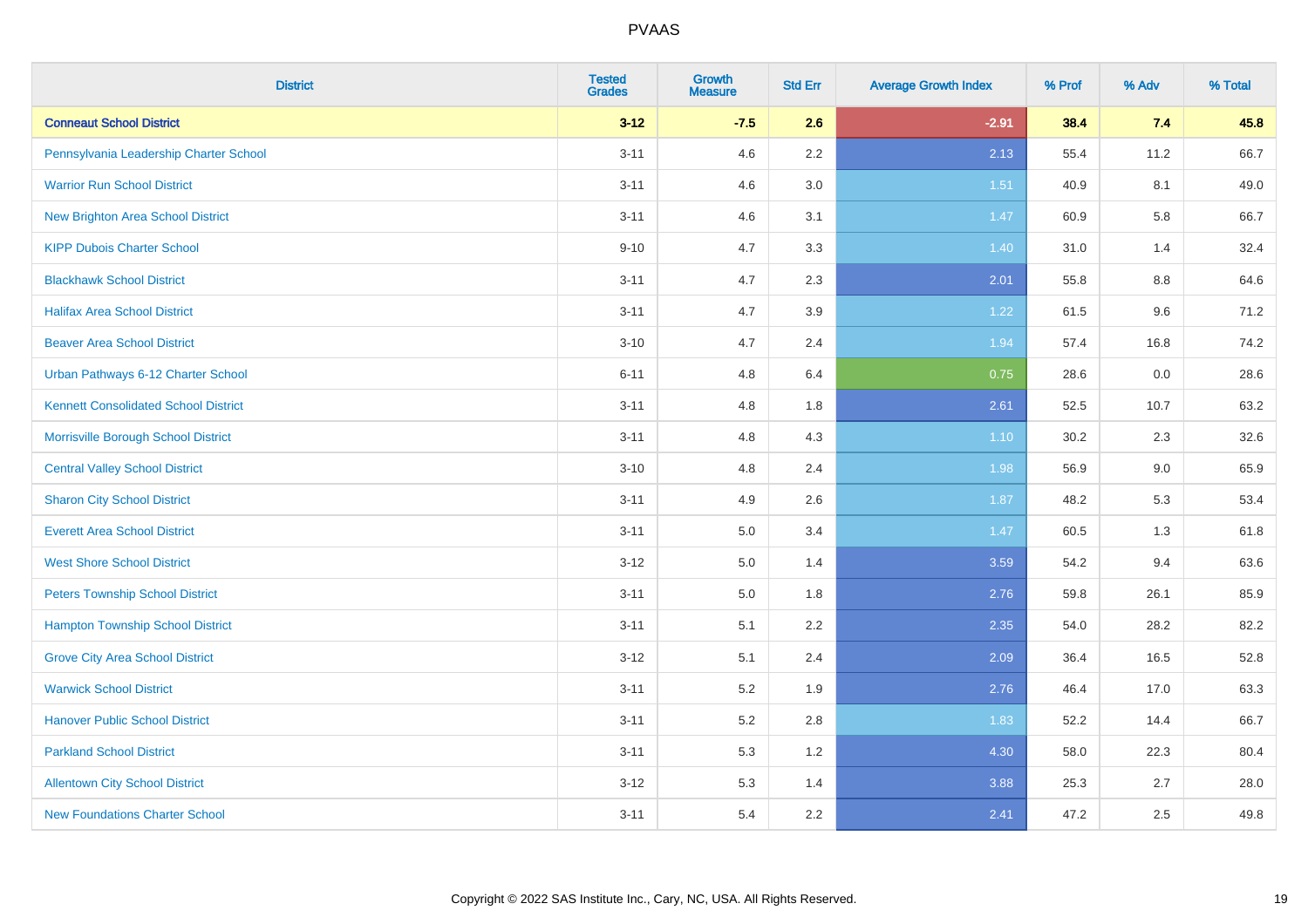PVAAS

| District | Tested Grades | Growth Measure | Std Err | Average Growth Index | % Prof | % Adv | % Total |
|---|---|---|---|---|---|---|---|
| **Conneaut School District** | **3-12** | **-7.5** | **2.6** | **-2.91** | **38.4** | **7.4** | **45.8** |
| Pennsylvania Leadership Charter School | 3-11 | 4.6 | 2.2 | 2.13 | 55.4 | 11.2 | 66.7 |
| Warrior Run School District | 3-11 | 4.6 | 3.0 | 1.51 | 40.9 | 8.1 | 49.0 |
| New Brighton Area School District | 3-11 | 4.6 | 3.1 | 1.47 | 60.9 | 5.8 | 66.7 |
| KIPP Dubois Charter School | 9-10 | 4.7 | 3.3 | 1.40 | 31.0 | 1.4 | 32.4 |
| Blackhawk School District | 3-11 | 4.7 | 2.3 | 2.01 | 55.8 | 8.8 | 64.6 |
| Halifax Area School District | 3-11 | 4.7 | 3.9 | 1.22 | 61.5 | 9.6 | 71.2 |
| Beaver Area School District | 3-10 | 4.7 | 2.4 | 1.94 | 57.4 | 16.8 | 74.2 |
| Urban Pathways 6-12 Charter School | 6-11 | 4.8 | 6.4 | 0.75 | 28.6 | 0.0 | 28.6 |
| Kennett Consolidated School District | 3-11 | 4.8 | 1.8 | 2.61 | 52.5 | 10.7 | 63.2 |
| Morrisville Borough School District | 3-11 | 4.8 | 4.3 | 1.10 | 30.2 | 2.3 | 32.6 |
| Central Valley School District | 3-10 | 4.8 | 2.4 | 1.98 | 56.9 | 9.0 | 65.9 |
| Sharon City School District | 3-11 | 4.9 | 2.6 | 1.87 | 48.2 | 5.3 | 53.4 |
| Everett Area School District | 3-11 | 5.0 | 3.4 | 1.47 | 60.5 | 1.3 | 61.8 |
| West Shore School District | 3-12 | 5.0 | 1.4 | 3.59 | 54.2 | 9.4 | 63.6 |
| Peters Township School District | 3-11 | 5.0 | 1.8 | 2.76 | 59.8 | 26.1 | 85.9 |
| Hampton Township School District | 3-11 | 5.1 | 2.2 | 2.35 | 54.0 | 28.2 | 82.2 |
| Grove City Area School District | 3-12 | 5.1 | 2.4 | 2.09 | 36.4 | 16.5 | 52.8 |
| Warwick School District | 3-11 | 5.2 | 1.9 | 2.76 | 46.4 | 17.0 | 63.3 |
| Hanover Public School District | 3-11 | 5.2 | 2.8 | 1.83 | 52.2 | 14.4 | 66.7 |
| Parkland School District | 3-11 | 5.3 | 1.2 | 4.30 | 58.0 | 22.3 | 80.4 |
| Allentown City School District | 3-12 | 5.3 | 1.4 | 3.88 | 25.3 | 2.7 | 28.0 |
| New Foundations Charter School | 3-11 | 5.4 | 2.2 | 2.41 | 47.2 | 2.5 | 49.8 |

Copyright © 2022 SAS Institute Inc., Cary, NC, USA. All Rights Reserved.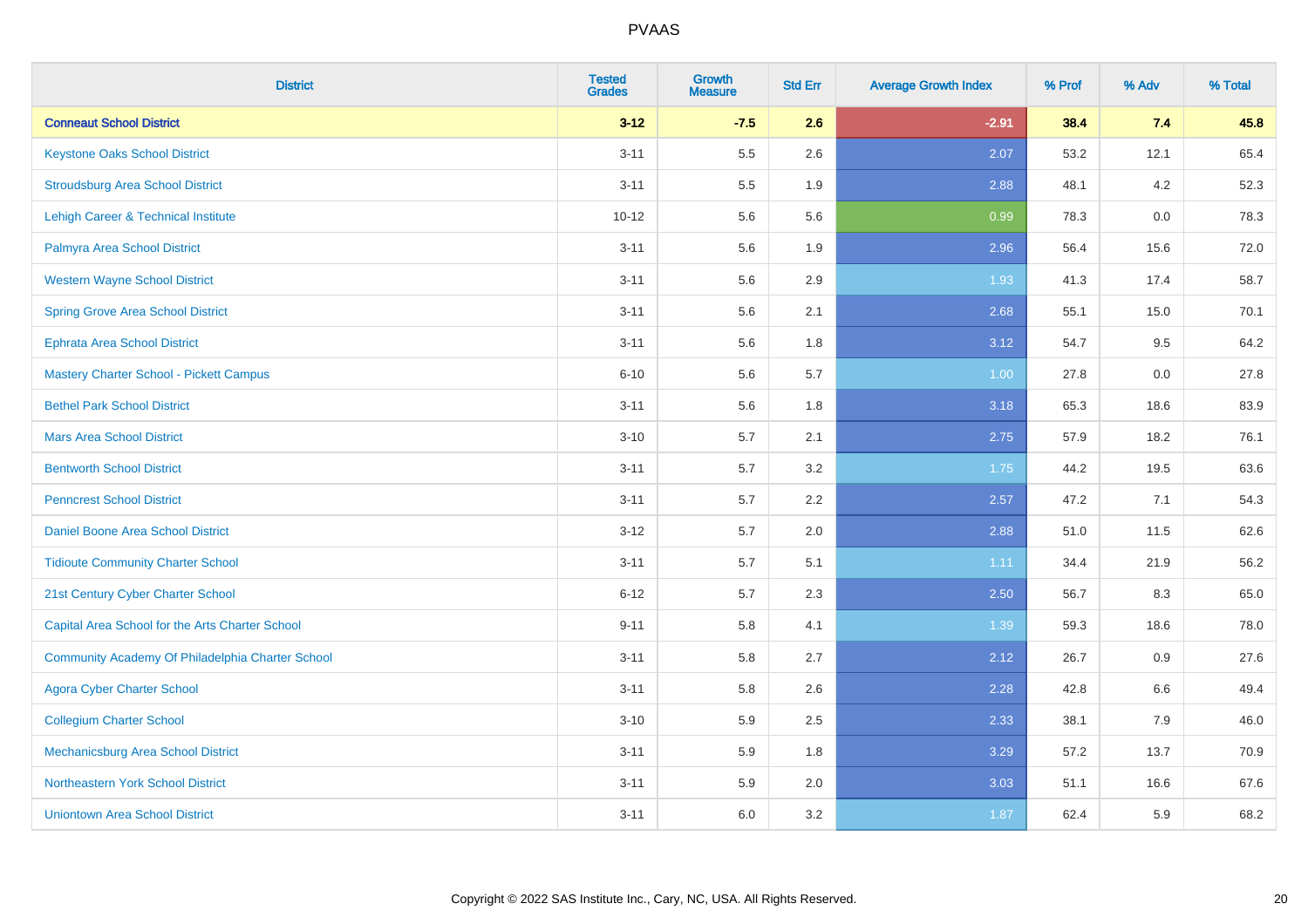| District | Tested Grades | Growth Measure | Std Err | Average Growth Index | % Prof | % Adv | % Total |
|---|---|---|---|---|---|---|---|
| **Conneaut School District** | **3-12** | **-7.5** | **2.6** | **-2.91** | **38.4** | **7.4** | **45.8** |
| Keystone Oaks School District | 3-11 | 5.5 | 2.6 | 2.07 | 53.2 | 12.1 | 65.4 |
| Stroudsburg Area School District | 3-11 | 5.5 | 1.9 | 2.88 | 48.1 | 4.2 | 52.3 |
| Lehigh Career & Technical Institute | 10-12 | 5.6 | 5.6 | 0.99 | 78.3 | 0.0 | 78.3 |
| Palmyra Area School District | 3-11 | 5.6 | 1.9 | 2.96 | 56.4 | 15.6 | 72.0 |
| Western Wayne School District | 3-11 | 5.6 | 2.9 | 1.93 | 41.3 | 17.4 | 58.7 |
| Spring Grove Area School District | 3-11 | 5.6 | 2.1 | 2.68 | 55.1 | 15.0 | 70.1 |
| Ephrata Area School District | 3-11 | 5.6 | 1.8 | 3.12 | 54.7 | 9.5 | 64.2 |
| Mastery Charter School - Pickett Campus | 6-10 | 5.6 | 5.7 | 1.00 | 27.8 | 0.0 | 27.8 |
| Bethel Park School District | 3-11 | 5.6 | 1.8 | 3.18 | 65.3 | 18.6 | 83.9 |
| Mars Area School District | 3-10 | 5.7 | 2.1 | 2.75 | 57.9 | 18.2 | 76.1 |
| Bentworth School District | 3-11 | 5.7 | 3.2 | 1.75 | 44.2 | 19.5 | 63.6 |
| Penncrest School District | 3-11 | 5.7 | 2.2 | 2.57 | 47.2 | 7.1 | 54.3 |
| Daniel Boone Area School District | 3-12 | 5.7 | 2.0 | 2.88 | 51.0 | 11.5 | 62.6 |
| Tidioute Community Charter School | 3-11 | 5.7 | 5.1 | 1.11 | 34.4 | 21.9 | 56.2 |
| 21st Century Cyber Charter School | 6-12 | 5.7 | 2.3 | 2.50 | 56.7 | 8.3 | 65.0 |
| Capital Area School for the Arts Charter School | 9-11 | 5.8 | 4.1 | 1.39 | 59.3 | 18.6 | 78.0 |
| Community Academy Of Philadelphia Charter School | 3-11 | 5.8 | 2.7 | 2.12 | 26.7 | 0.9 | 27.6 |
| Agora Cyber Charter School | 3-11 | 5.8 | 2.6 | 2.28 | 42.8 | 6.6 | 49.4 |
| Collegium Charter School | 3-10 | 5.9 | 2.5 | 2.33 | 38.1 | 7.9 | 46.0 |
| Mechanicsburg Area School District | 3-11 | 5.9 | 1.8 | 3.29 | 57.2 | 13.7 | 70.9 |
| Northeastern York School District | 3-11 | 5.9 | 2.0 | 3.03 | 51.1 | 16.6 | 67.6 |
| Uniontown Area School District | 3-11 | 6.0 | 3.2 | 1.87 | 62.4 | 5.9 | 68.2 |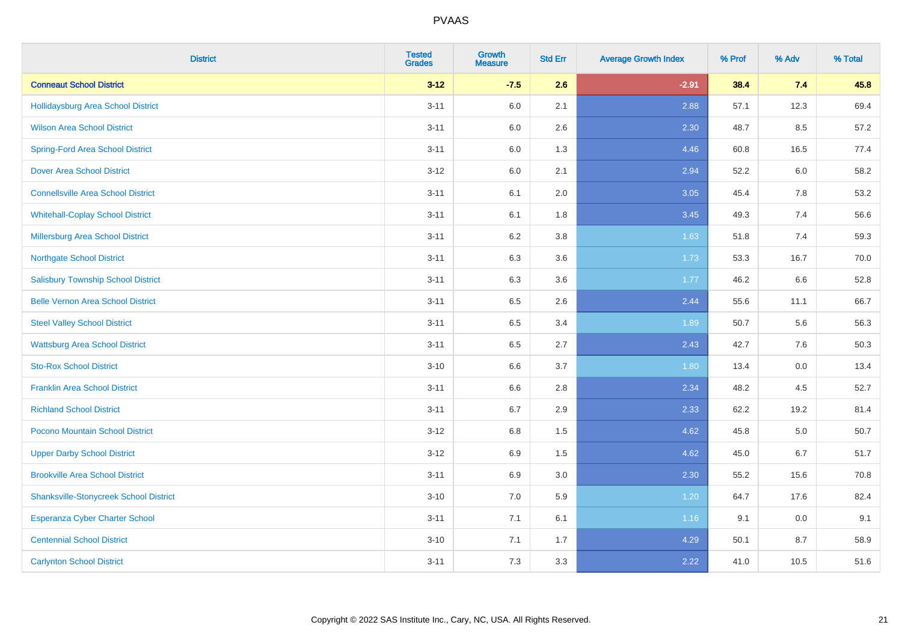# PVAAS

| District | Tested Grades | Growth Measure | Std Err | Average Growth Index | % Prof | % Adv | % Total |
|---|---|---|---|---|---|---|---|
| **Conneaut School District** | **3-12** | **-7.5** | **2.6** | **-2.91** | **38.4** | **7.4** | **45.8** |
| Hollidaysburg Area School District | 3-11 | 6.0 | 2.1 | 2.88 | 57.1 | 12.3 | 69.4 |
| Wilson Area School District | 3-11 | 6.0 | 2.6 | 2.30 | 48.7 | 8.5 | 57.2 |
| Spring-Ford Area School District | 3-11 | 6.0 | 1.3 | 4.46 | 60.8 | 16.5 | 77.4 |
| Dover Area School District | 3-12 | 6.0 | 2.1 | 2.94 | 52.2 | 6.0 | 58.2 |
| Connellsville Area School District | 3-11 | 6.1 | 2.0 | 3.05 | 45.4 | 7.8 | 53.2 |
| Whitehall-Coplay School District | 3-11 | 6.1 | 1.8 | 3.45 | 49.3 | 7.4 | 56.6 |
| Millersburg Area School District | 3-11 | 6.2 | 3.8 | 1.63 | 51.8 | 7.4 | 59.3 |
| Northgate School District | 3-11 | 6.3 | 3.6 | 1.73 | 53.3 | 16.7 | 70.0 |
| Salisbury Township School District | 3-11 | 6.3 | 3.6 | 1.77 | 46.2 | 6.6 | 52.8 |
| Belle Vernon Area School District | 3-11 | 6.5 | 2.6 | 2.44 | 55.6 | 11.1 | 66.7 |
| Steel Valley School District | 3-11 | 6.5 | 3.4 | 1.89 | 50.7 | 5.6 | 56.3 |
| Wattsburg Area School District | 3-11 | 6.5 | 2.7 | 2.43 | 42.7 | 7.6 | 50.3 |
| Sto-Rox School District | 3-10 | 6.6 | 3.7 | 1.80 | 13.4 | 0.0 | 13.4 |
| Franklin Area School District | 3-11 | 6.6 | 2.8 | 2.34 | 48.2 | 4.5 | 52.7 |
| Richland School District | 3-11 | 6.7 | 2.9 | 2.33 | 62.2 | 19.2 | 81.4 |
| Pocono Mountain School District | 3-12 | 6.8 | 1.5 | 4.62 | 45.8 | 5.0 | 50.7 |
| Upper Darby School District | 3-12 | 6.9 | 1.5 | 4.62 | 45.0 | 6.7 | 51.7 |
| Brookville Area School District | 3-11 | 6.9 | 3.0 | 2.30 | 55.2 | 15.6 | 70.8 |
| Shanksville-Stonycreek School District | 3-10 | 7.0 | 5.9 | 1.20 | 64.7 | 17.6 | 82.4 |
| Esperanza Cyber Charter School | 3-11 | 7.1 | 6.1 | 1.16 | 9.1 | 0.0 | 9.1 |
| Centennial School District | 3-10 | 7.1 | 1.7 | 4.29 | 50.1 | 8.7 | 58.9 |
| Carlynton School District | 3-11 | 7.3 | 3.3 | 2.22 | 41.0 | 10.5 | 51.6 |

Copyright © 2022 SAS Institute Inc., Cary, NC, USA. All Rights Reserved.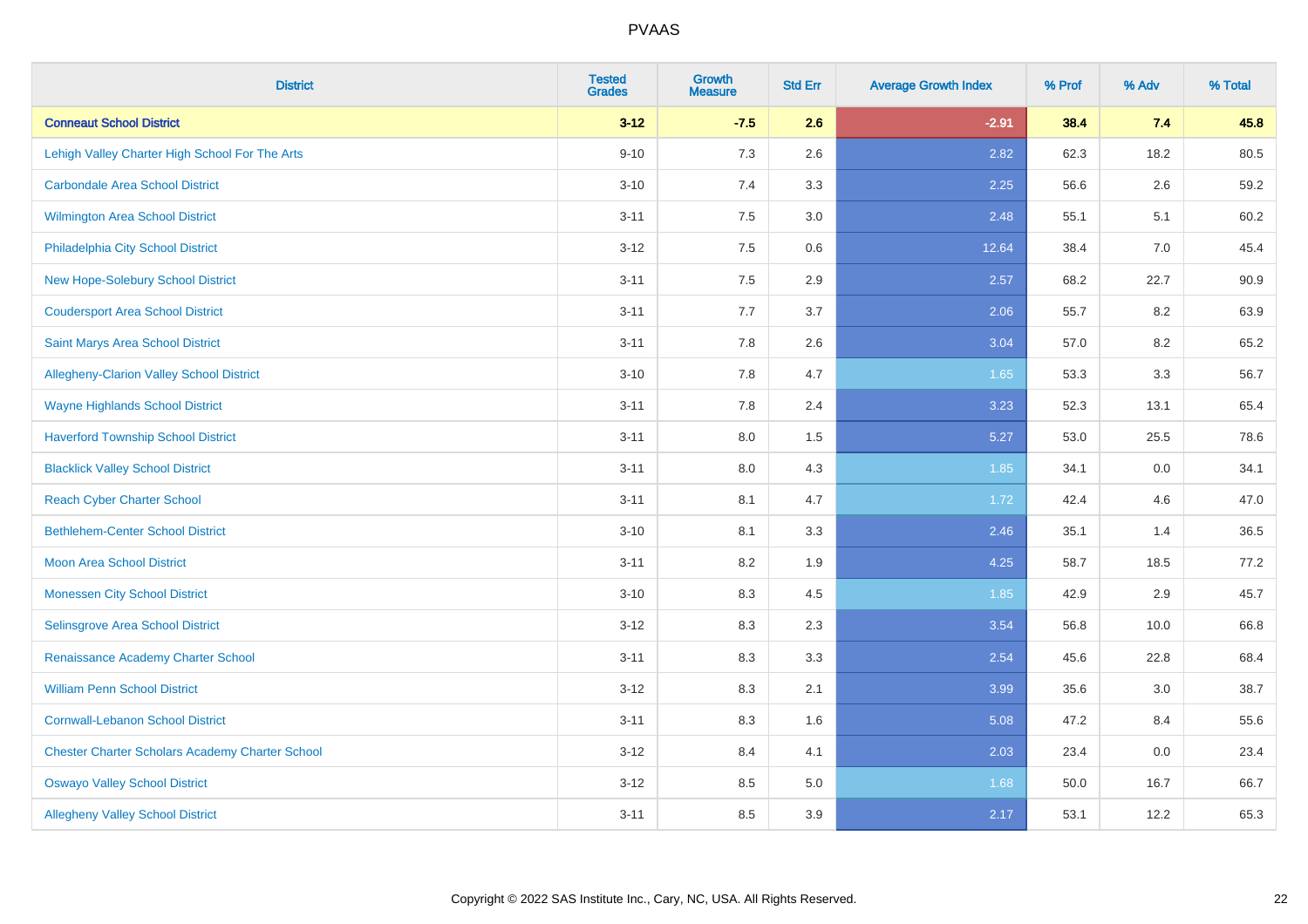| District | Tested Grades | Growth Measure | Std Err | Average Growth Index | % Prof | % Adv | % Total |
|---|---|---|---|---|---|---|---|
| **Conneaut School District** | **3-12** | **-7.5** | **2.6** | **-2.91** | **38.4** | **7.4** | **45.8** |
| Lehigh Valley Charter High School For The Arts | 9-10 | 7.3 | 2.6 | 2.82 | 62.3 | 18.2 | 80.5 |
| Carbondale Area School District | 3-10 | 7.4 | 3.3 | 2.25 | 56.6 | 2.6 | 59.2 |
| Wilmington Area School District | 3-11 | 7.5 | 3.0 | 2.48 | 55.1 | 5.1 | 60.2 |
| Philadelphia City School District | 3-12 | 7.5 | 0.6 | 12.64 | 38.4 | 7.0 | 45.4 |
| New Hope-Solebury School District | 3-11 | 7.5 | 2.9 | 2.57 | 68.2 | 22.7 | 90.9 |
| Coudersport Area School District | 3-11 | 7.7 | 3.7 | 2.06 | 55.7 | 8.2 | 63.9 |
| Saint Marys Area School District | 3-11 | 7.8 | 2.6 | 3.04 | 57.0 | 8.2 | 65.2 |
| Allegheny-Clarion Valley School District | 3-10 | 7.8 | 4.7 | 1.65 | 53.3 | 3.3 | 56.7 |
| Wayne Highlands School District | 3-11 | 7.8 | 2.4 | 3.23 | 52.3 | 13.1 | 65.4 |
| Haverford Township School District | 3-11 | 8.0 | 1.5 | 5.27 | 53.0 | 25.5 | 78.6 |
| Blacklick Valley School District | 3-11 | 8.0 | 4.3 | 1.85 | 34.1 | 0.0 | 34.1 |
| Reach Cyber Charter School | 3-11 | 8.1 | 4.7 | 1.72 | 42.4 | 4.6 | 47.0 |
| Bethlehem-Center School District | 3-10 | 8.1 | 3.3 | 2.46 | 35.1 | 1.4 | 36.5 |
| Moon Area School District | 3-11 | 8.2 | 1.9 | 4.25 | 58.7 | 18.5 | 77.2 |
| Monessen City School District | 3-10 | 8.3 | 4.5 | 1.85 | 42.9 | 2.9 | 45.7 |
| Selinsgrove Area School District | 3-12 | 8.3 | 2.3 | 3.54 | 56.8 | 10.0 | 66.8 |
| Renaissance Academy Charter School | 3-11 | 8.3 | 3.3 | 2.54 | 45.6 | 22.8 | 68.4 |
| William Penn School District | 3-12 | 8.3 | 2.1 | 3.99 | 35.6 | 3.0 | 38.7 |
| Cornwall-Lebanon School District | 3-11 | 8.3 | 1.6 | 5.08 | 47.2 | 8.4 | 55.6 |
| Chester Charter Scholars Academy Charter School | 3-12 | 8.4 | 4.1 | 2.03 | 23.4 | 0.0 | 23.4 |
| Oswayo Valley School District | 3-12 | 8.5 | 5.0 | 1.68 | 50.0 | 16.7 | 66.7 |
| Allegheny Valley School District | 3-11 | 8.5 | 3.9 | 2.17 | 53.1 | 12.2 | 65.3 |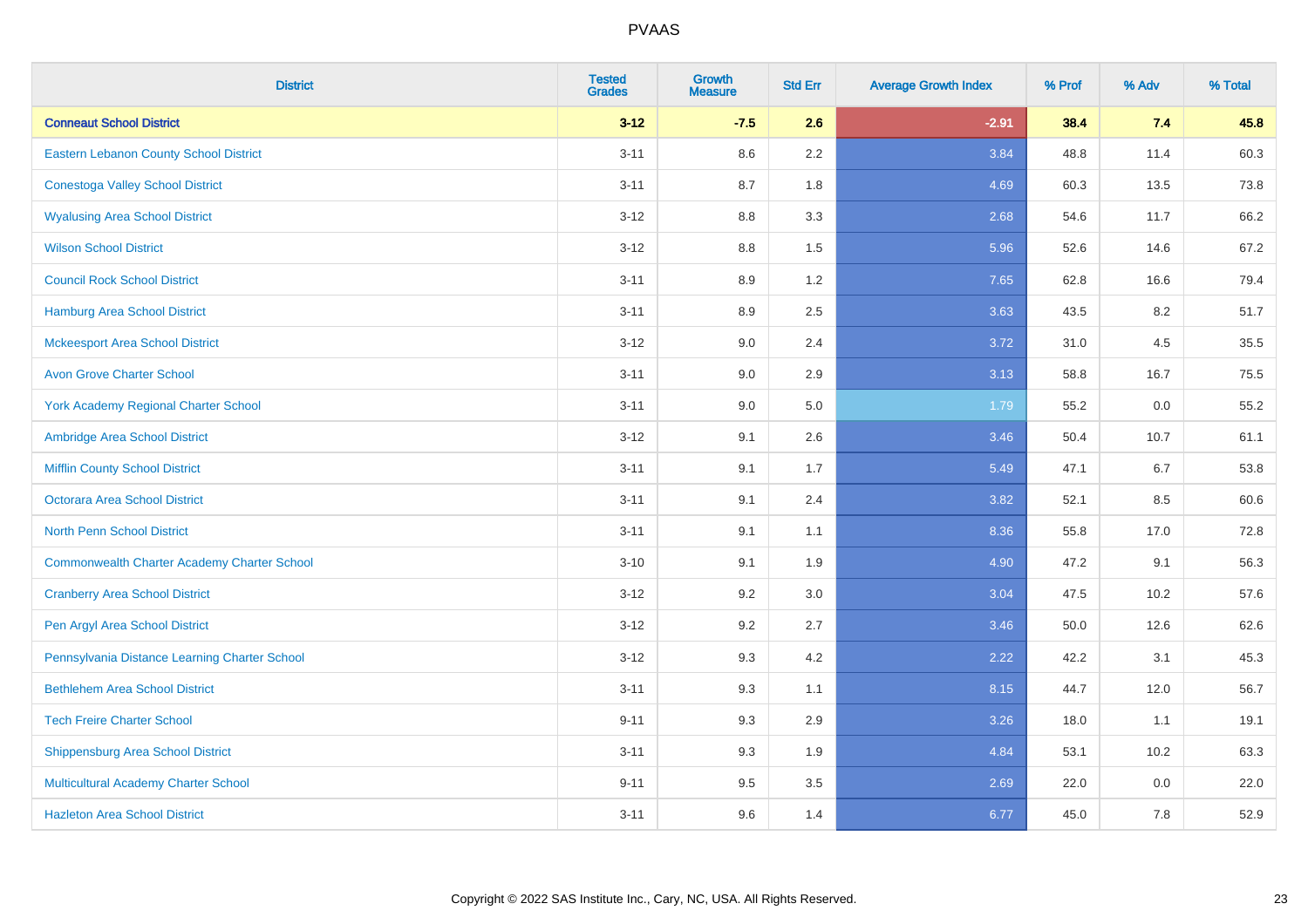| District | Tested Grades | Growth Measure | Std Err | Average Growth Index | % Prof | % Adv | % Total |
|---|---|---|---|---|---|---|---|
| **Conneaut School District** | **3-12** | **-7.5** | **2.6** | **-2.91** | **38.4** | **7.4** | **45.8** |
| Eastern Lebanon County School District | 3-11 | 8.6 | 2.2 | 3.84 | 48.8 | 11.4 | 60.3 |
| Conestoga Valley School District | 3-11 | 8.7 | 1.8 | 4.69 | 60.3 | 13.5 | 73.8 |
| Wyalusing Area School District | 3-12 | 8.8 | 3.3 | 2.68 | 54.6 | 11.7 | 66.2 |
| Wilson School District | 3-12 | 8.8 | 1.5 | 5.96 | 52.6 | 14.6 | 67.2 |
| Council Rock School District | 3-11 | 8.9 | 1.2 | 7.65 | 62.8 | 16.6 | 79.4 |
| Hamburg Area School District | 3-11 | 8.9 | 2.5 | 3.63 | 43.5 | 8.2 | 51.7 |
| Mckeesport Area School District | 3-12 | 9.0 | 2.4 | 3.72 | 31.0 | 4.5 | 35.5 |
| Avon Grove Charter School | 3-11 | 9.0 | 2.9 | 3.13 | 58.8 | 16.7 | 75.5 |
| York Academy Regional Charter School | 3-11 | 9.0 | 5.0 | 1.79 | 55.2 | 0.0 | 55.2 |
| Ambridge Area School District | 3-12 | 9.1 | 2.6 | 3.46 | 50.4 | 10.7 | 61.1 |
| Mifflin County School District | 3-11 | 9.1 | 1.7 | 5.49 | 47.1 | 6.7 | 53.8 |
| Octorara Area School District | 3-11 | 9.1 | 2.4 | 3.82 | 52.1 | 8.5 | 60.6 |
| North Penn School District | 3-11 | 9.1 | 1.1 | 8.36 | 55.8 | 17.0 | 72.8 |
| Commonwealth Charter Academy Charter School | 3-10 | 9.1 | 1.9 | 4.90 | 47.2 | 9.1 | 56.3 |
| Cranberry Area School District | 3-12 | 9.2 | 3.0 | 3.04 | 47.5 | 10.2 | 57.6 |
| Pen Argyl Area School District | 3-12 | 9.2 | 2.7 | 3.46 | 50.0 | 12.6 | 62.6 |
| Pennsylvania Distance Learning Charter School | 3-12 | 9.3 | 4.2 | 2.22 | 42.2 | 3.1 | 45.3 |
| Bethlehem Area School District | 3-11 | 9.3 | 1.1 | 8.15 | 44.7 | 12.0 | 56.7 |
| Tech Freire Charter School | 9-11 | 9.3 | 2.9 | 3.26 | 18.0 | 1.1 | 19.1 |
| Shippensburg Area School District | 3-11 | 9.3 | 1.9 | 4.84 | 53.1 | 10.2 | 63.3 |
| Multicultural Academy Charter School | 9-11 | 9.5 | 3.5 | 2.69 | 22.0 | 0.0 | 22.0 |
| Hazleton Area School District | 3-11 | 9.6 | 1.4 | 6.77 | 45.0 | 7.8 | 52.9 |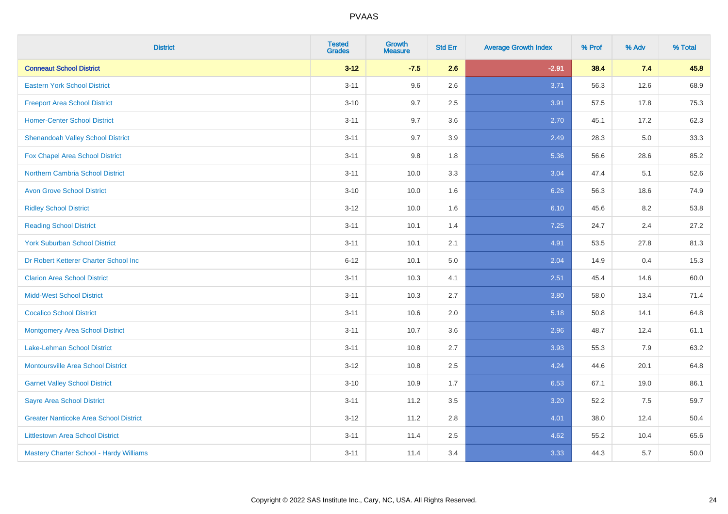# PVAAS

| District | Tested Grades | Growth Measure | Std Err | Average Growth Index | % Prof | % Adv | % Total |
|---|---|---|---|---|---|---|---|
| **Conneaut School District** | **3-12** | **-7.5** | **2.6** | **-2.91** | **38.4** | **7.4** | **45.8** |
| Eastern York School District | 3-11 | 9.6 | 2.6 | 3.71 | 56.3 | 12.6 | 68.9 |
| Freeport Area School District | 3-10 | 9.7 | 2.5 | 3.91 | 57.5 | 17.8 | 75.3 |
| Homer-Center School District | 3-11 | 9.7 | 3.6 | 2.70 | 45.1 | 17.2 | 62.3 |
| Shenandoah Valley School District | 3-11 | 9.7 | 3.9 | 2.49 | 28.3 | 5.0 | 33.3 |
| Fox Chapel Area School District | 3-11 | 9.8 | 1.8 | 5.36 | 56.6 | 28.6 | 85.2 |
| Northern Cambria School District | 3-11 | 10.0 | 3.3 | 3.04 | 47.4 | 5.1 | 52.6 |
| Avon Grove School District | 3-10 | 10.0 | 1.6 | 6.26 | 56.3 | 18.6 | 74.9 |
| Ridley School District | 3-12 | 10.0 | 1.6 | 6.10 | 45.6 | 8.2 | 53.8 |
| Reading School District | 3-11 | 10.1 | 1.4 | 7.25 | 24.7 | 2.4 | 27.2 |
| York Suburban School District | 3-11 | 10.1 | 2.1 | 4.91 | 53.5 | 27.8 | 81.3 |
| Dr Robert Ketterer Charter School Inc | 6-12 | 10.1 | 5.0 | 2.04 | 14.9 | 0.4 | 15.3 |
| Clarion Area School District | 3-11 | 10.3 | 4.1 | 2.51 | 45.4 | 14.6 | 60.0 |
| Midd-West School District | 3-11 | 10.3 | 2.7 | 3.80 | 58.0 | 13.4 | 71.4 |
| Cocalico School District | 3-11 | 10.6 | 2.0 | 5.18 | 50.8 | 14.1 | 64.8 |
| Montgomery Area School District | 3-11 | 10.7 | 3.6 | 2.96 | 48.7 | 12.4 | 61.1 |
| Lake-Lehman School District | 3-11 | 10.8 | 2.7 | 3.93 | 55.3 | 7.9 | 63.2 |
| Montoursville Area School District | 3-12 | 10.8 | 2.5 | 4.24 | 44.6 | 20.1 | 64.8 |
| Garnet Valley School District | 3-10 | 10.9 | 1.7 | 6.53 | 67.1 | 19.0 | 86.1 |
| Sayre Area School District | 3-11 | 11.2 | 3.5 | 3.20 | 52.2 | 7.5 | 59.7 |
| Greater Nanticoke Area School District | 3-12 | 11.2 | 2.8 | 4.01 | 38.0 | 12.4 | 50.4 |
| Littlestown Area School District | 3-11 | 11.4 | 2.5 | 4.62 | 55.2 | 10.4 | 65.6 |
| Mastery Charter School - Hardy Williams | 3-11 | 11.4 | 3.4 | 3.33 | 44.3 | 5.7 | 50.0 |

Copyright © 2022 SAS Institute Inc., Cary, NC, USA. All Rights Reserved.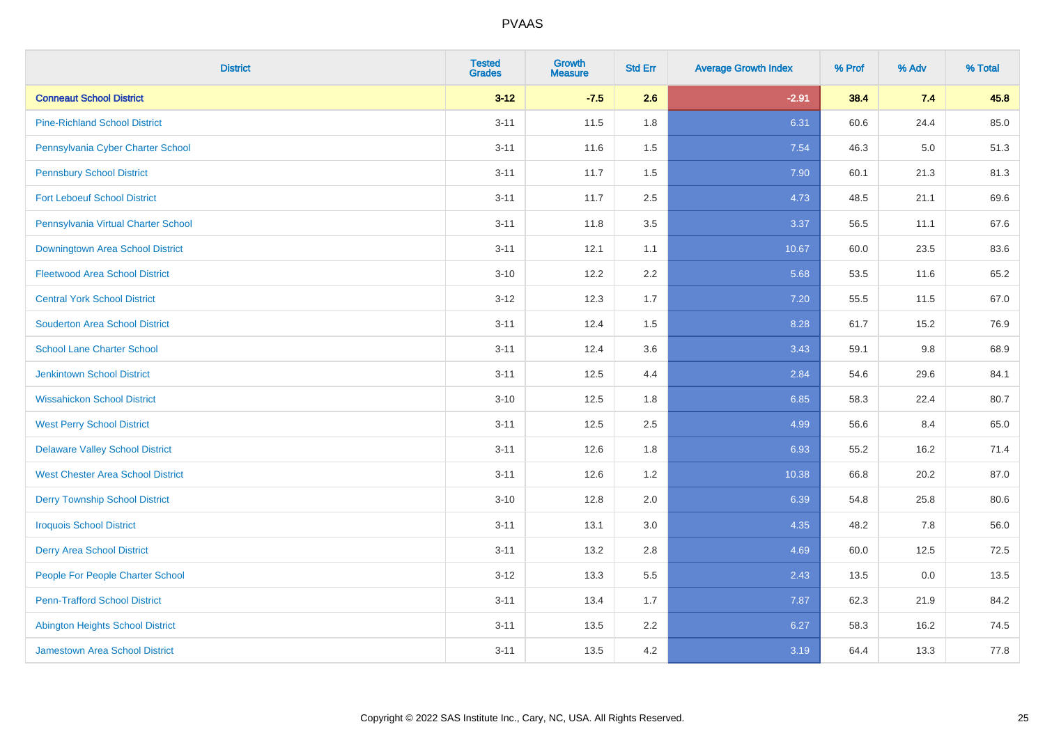| District | Tested Grades | Growth Measure | Std Err | Average Growth Index | % Prof | % Adv | % Total |
|---|---|---|---|---|---|---|---|
| **Conneaut School District** | **3-12** | **-7.5** | **2.6** | **-2.91** | **38.4** | **7.4** | **45.8** |
| Pine-Richland School District | 3-11 | 11.5 | 1.8 | 6.31 | 60.6 | 24.4 | 85.0 |
| Pennsylvania Cyber Charter School | 3-11 | 11.6 | 1.5 | 7.54 | 46.3 | 5.0 | 51.3 |
| Pennsbury School District | 3-11 | 11.7 | 1.5 | 7.90 | 60.1 | 21.3 | 81.3 |
| Fort Leboeuf School District | 3-11 | 11.7 | 2.5 | 4.73 | 48.5 | 21.1 | 69.6 |
| Pennsylvania Virtual Charter School | 3-11 | 11.8 | 3.5 | 3.37 | 56.5 | 11.1 | 67.6 |
| Downingtown Area School District | 3-11 | 12.1 | 1.1 | 10.67 | 60.0 | 23.5 | 83.6 |
| Fleetwood Area School District | 3-10 | 12.2 | 2.2 | 5.68 | 53.5 | 11.6 | 65.2 |
| Central York School District | 3-12 | 12.3 | 1.7 | 7.20 | 55.5 | 11.5 | 67.0 |
| Souderton Area School District | 3-11 | 12.4 | 1.5 | 8.28 | 61.7 | 15.2 | 76.9 |
| School Lane Charter School | 3-11 | 12.4 | 3.6 | 3.43 | 59.1 | 9.8 | 68.9 |
| Jenkintown School District | 3-11 | 12.5 | 4.4 | 2.84 | 54.6 | 29.6 | 84.1 |
| Wissahickon School District | 3-10 | 12.5 | 1.8 | 6.85 | 58.3 | 22.4 | 80.7 |
| West Perry School District | 3-11 | 12.5 | 2.5 | 4.99 | 56.6 | 8.4 | 65.0 |
| Delaware Valley School District | 3-11 | 12.6 | 1.8 | 6.93 | 55.2 | 16.2 | 71.4 |
| West Chester Area School District | 3-11 | 12.6 | 1.2 | 10.38 | 66.8 | 20.2 | 87.0 |
| Derry Township School District | 3-10 | 12.8 | 2.0 | 6.39 | 54.8 | 25.8 | 80.6 |
| Iroquois School District | 3-11 | 13.1 | 3.0 | 4.35 | 48.2 | 7.8 | 56.0 |
| Derry Area School District | 3-11 | 13.2 | 2.8 | 4.69 | 60.0 | 12.5 | 72.5 |
| People For People Charter School | 3-12 | 13.3 | 5.5 | 2.43 | 13.5 | 0.0 | 13.5 |
| Penn-Trafford School District | 3-11 | 13.4 | 1.7 | 7.87 | 62.3 | 21.9 | 84.2 |
| Abington Heights School District | 3-11 | 13.5 | 2.2 | 6.27 | 58.3 | 16.2 | 74.5 |
| Jamestown Area School District | 3-11 | 13.5 | 4.2 | 3.19 | 64.4 | 13.3 | 77.8 |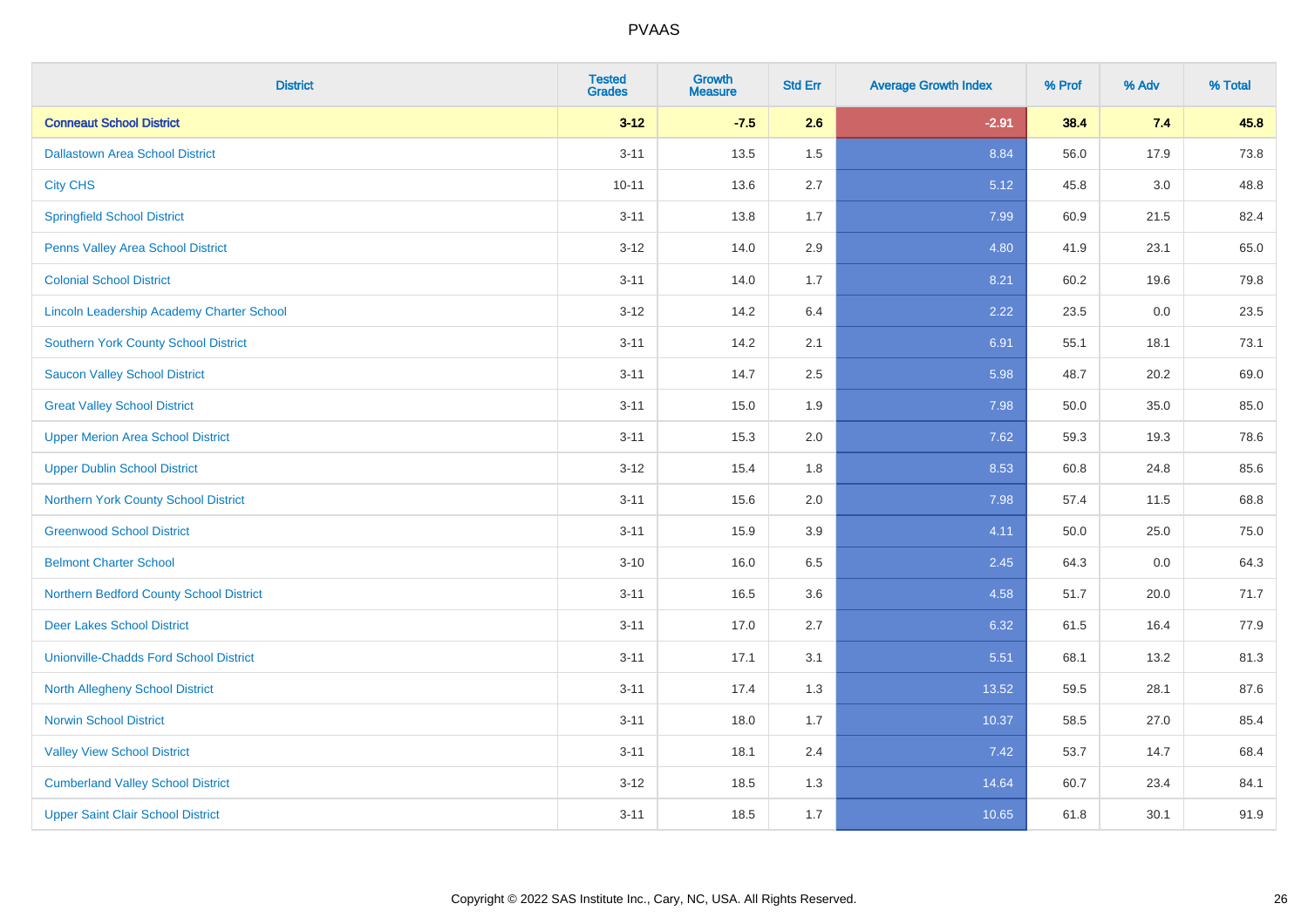# PVAAS

| District | Tested Grades | Growth Measure | Std Err | Average Growth Index | % Prof | % Adv | % Total |
|---|---|---|---|---|---|---|---|
| **Conneaut School District** | **3-12** | **-7.5** | **2.6** | **-2.91** | **38.4** | **7.4** | **45.8** |
| Dallastown Area School District | 3-11 | 13.5 | 1.5 | 8.84 | 56.0 | 17.9 | 73.8 |
| City CHS | 10-11 | 13.6 | 2.7 | 5.12 | 45.8 | 3.0 | 48.8 |
| Springfield School District | 3-11 | 13.8 | 1.7 | 7.99 | 60.9 | 21.5 | 82.4 |
| Penns Valley Area School District | 3-12 | 14.0 | 2.9 | 4.80 | 41.9 | 23.1 | 65.0 |
| Colonial School District | 3-11 | 14.0 | 1.7 | 8.21 | 60.2 | 19.6 | 79.8 |
| Lincoln Leadership Academy Charter School | 3-12 | 14.2 | 6.4 | 2.22 | 23.5 | 0.0 | 23.5 |
| Southern York County School District | 3-11 | 14.2 | 2.1 | 6.91 | 55.1 | 18.1 | 73.1 |
| Saucon Valley School District | 3-11 | 14.7 | 2.5 | 5.98 | 48.7 | 20.2 | 69.0 |
| Great Valley School District | 3-11 | 15.0 | 1.9 | 7.98 | 50.0 | 35.0 | 85.0 |
| Upper Merion Area School District | 3-11 | 15.3 | 2.0 | 7.62 | 59.3 | 19.3 | 78.6 |
| Upper Dublin School District | 3-12 | 15.4 | 1.8 | 8.53 | 60.8 | 24.8 | 85.6 |
| Northern York County School District | 3-11 | 15.6 | 2.0 | 7.98 | 57.4 | 11.5 | 68.8 |
| Greenwood School District | 3-11 | 15.9 | 3.9 | 4.11 | 50.0 | 25.0 | 75.0 |
| Belmont Charter School | 3-10 | 16.0 | 6.5 | 2.45 | 64.3 | 0.0 | 64.3 |
| Northern Bedford County School District | 3-11 | 16.5 | 3.6 | 4.58 | 51.7 | 20.0 | 71.7 |
| Deer Lakes School District | 3-11 | 17.0 | 2.7 | 6.32 | 61.5 | 16.4 | 77.9 |
| Unionville-Chadds Ford School District | 3-11 | 17.1 | 3.1 | 5.51 | 68.1 | 13.2 | 81.3 |
| North Allegheny School District | 3-11 | 17.4 | 1.3 | 13.52 | 59.5 | 28.1 | 87.6 |
| Norwin School District | 3-11 | 18.0 | 1.7 | 10.37 | 58.5 | 27.0 | 85.4 |
| Valley View School District | 3-11 | 18.1 | 2.4 | 7.42 | 53.7 | 14.7 | 68.4 |
| Cumberland Valley School District | 3-12 | 18.5 | 1.3 | 14.64 | 60.7 | 23.4 | 84.1 |
| Upper Saint Clair School District | 3-11 | 18.5 | 1.7 | 10.65 | 61.8 | 30.1 | 91.9 |

Copyright © 2022 SAS Institute Inc., Cary, NC, USA. All Rights Reserved.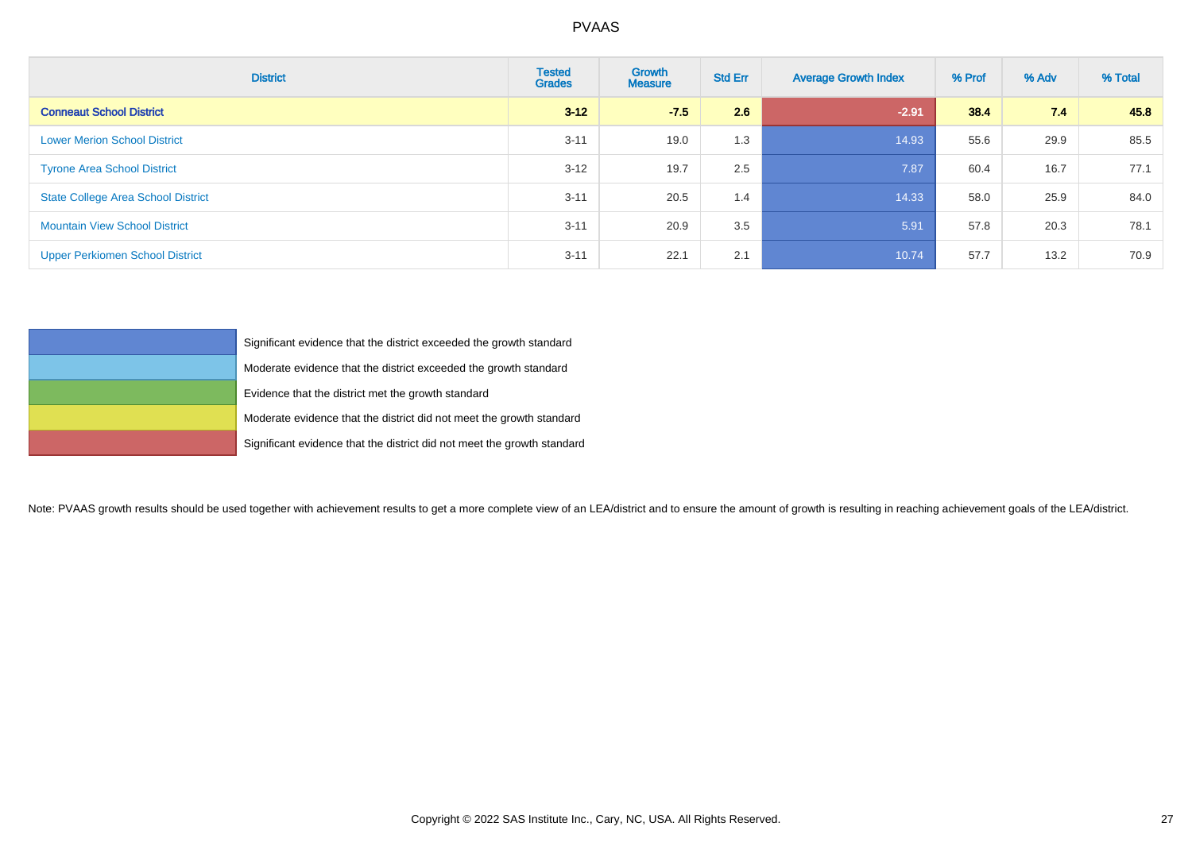# PVAAS

| District | Tested Grades | Growth Measure | Std Err | Average Growth Index | % Prof | % Adv | % Total |
|---|---|---|---|---|---|---|---|
| **Conneaut School District** | **3-12** | **-7.5** | **2.6** | **-2.91** | **38.4** | **7.4** | **45.8** |
| Lower Merion School District | 3-11 | 19.0 | 1.3 | 14.93 | 55.6 | 29.9 | 85.5 |
| Tyrone Area School District | 3-12 | 19.7 | 2.5 | 7.87 | 60.4 | 16.7 | 77.1 |
| State College Area School District | 3-11 | 20.5 | 1.4 | 14.33 | 58.0 | 25.9 | 84.0 |
| Mountain View School District | 3-11 | 20.9 | 3.5 | 5.91 | 57.8 | 20.3 | 78.1 |
| Upper Perkiomen School District | 3-11 | 22.1 | 2.1 | 10.74 | 57.7 | 13.2 | 70.9 |

Significant evidence that the district exceeded the growth standard

Moderate evidence that the district exceeded the growth standard

Evidence that the district met the growth standard

Moderate evidence that the district did not meet the growth standard

Significant evidence that the district did not meet the growth standard

Note: PVAAS growth results should be used together with achievement results to get a more complete view of an LEA/district and to ensure the amount of growth is resulting in reaching achievement goals of the LEA/district.

Copyright © 2022 SAS Institute Inc., Cary, NC, USA. All Rights Reserved.